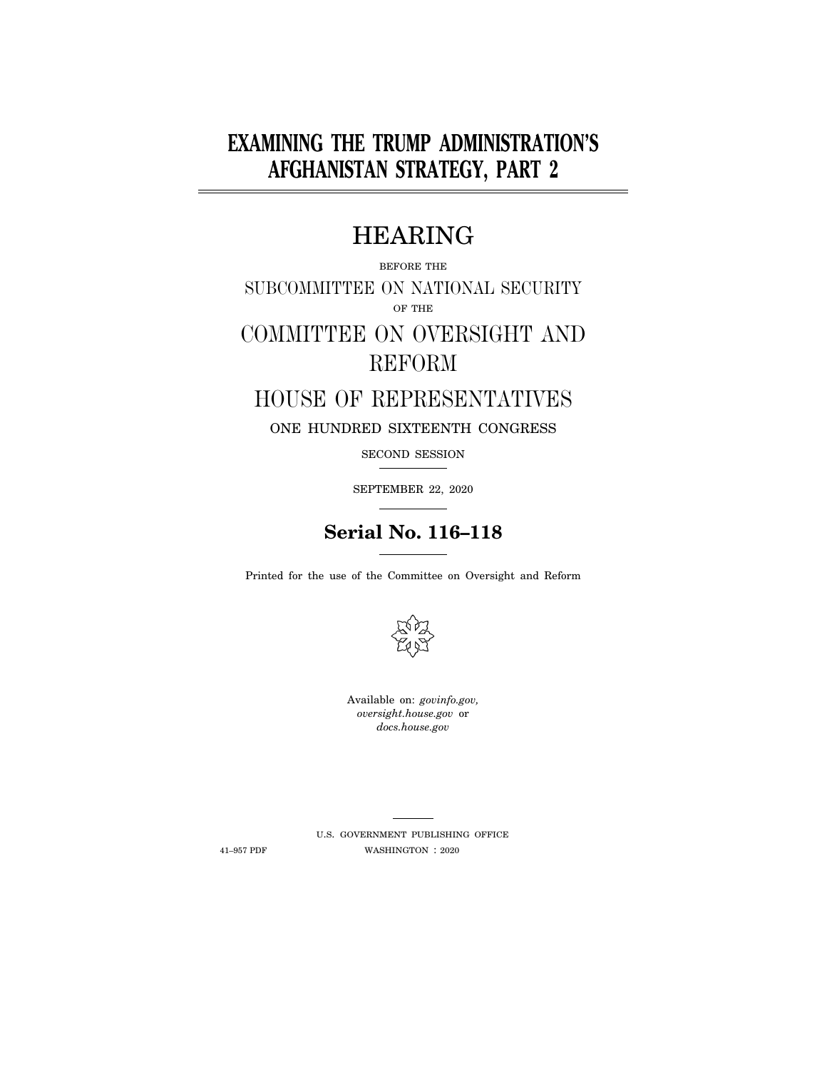# EXAMINING THE TRUMP ADMINISTRATION'S AFGHANISTAN STRATEGY, PART 2

## HEARING

BEFORE THE

SUBCOMMITTEE ON NATIONAL SECURITY

OF THE

COMMITTEE ON OVERSIGHT AND REFORM

HOUSE OF REPRESENTATIVES

ONE HUNDRED SIXTEENTH CONGRESS

SECOND SESSION

SEPTEMBER 22, 2020

**Serial No. 116–118**

Printed for the use of the Committee on Oversight and Reform

Available on: *govinfo.gov*, *oversight.house.gov* or *docs.house.gov*

U.S. GOVERNMENT PUBLISHING OFFICE

41–957 PDF WASHINGTON : 2020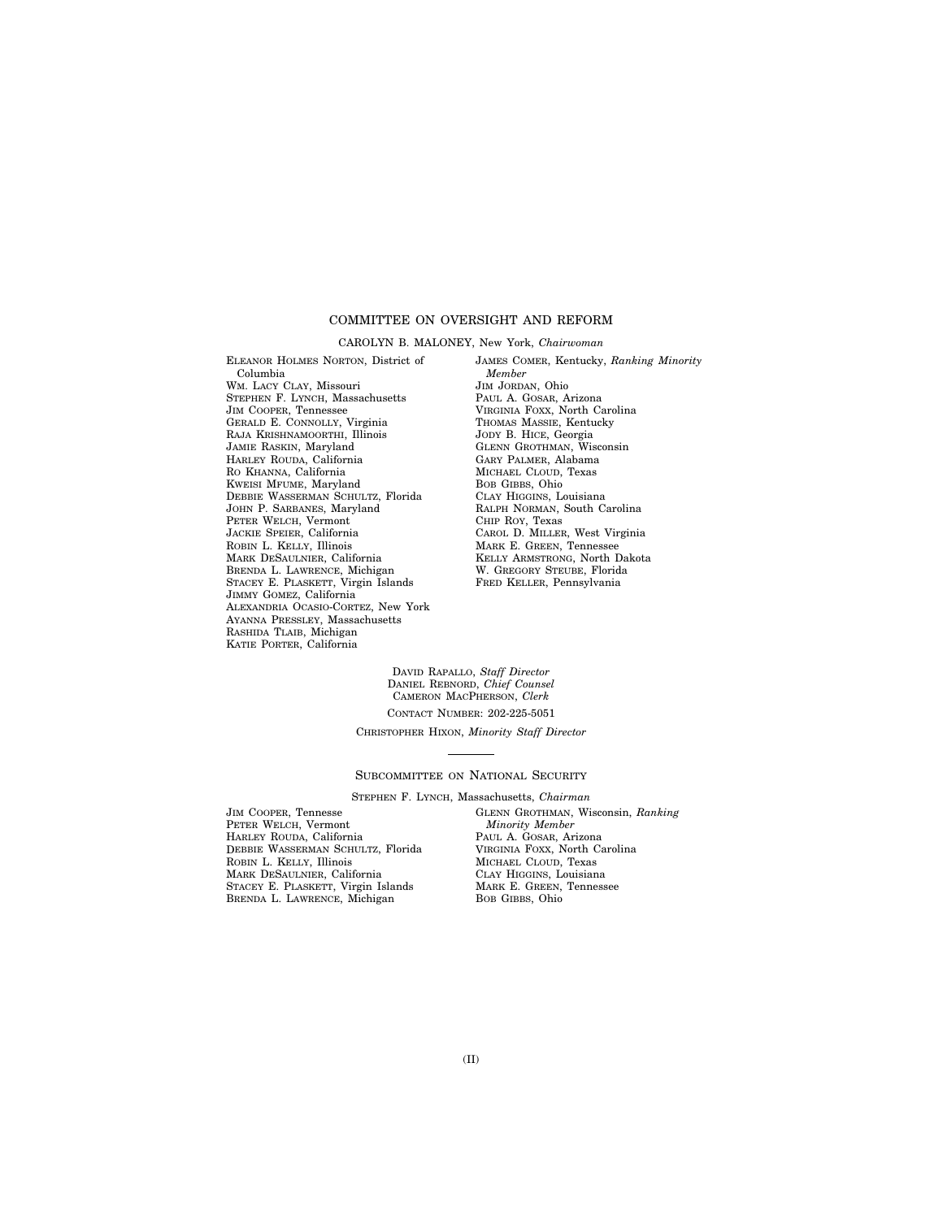## COMMITTEE ON OVERSIGHT AND REFORM

CAROLYN B. MALONEY, New York, *Chairwoman*

ELEANOR HOLMES NORTON, District of Columbia
WM. LACY CLAY, Missouri
STEPHEN F. LYNCH, Massachusetts
JIM COOPER, Tennessee
GERALD E. CONNOLLY, Virginia
RAJA KRISHNAMOORTHI, Illinois
JAMIE RASKIN, Maryland
HARLEY ROUDA, California
RO KHANNA, California
KWEISI MFUME, Maryland
DEBBIE WASSERMAN SCHULTZ, Florida
JOHN P. SARBANES, Maryland
PETER WELCH, Vermont
JACKIE SPEIER, California
ROBIN L. KELLY, Illinois
MARK DESAULNIER, California
BRENDA L. LAWRENCE, Michigan
STACEY E. PLASKETT, Virgin Islands
JIMMY GOMEZ, California
ALEXANDRIA OCASIO-CORTEZ, New York
AYANNA PRESSLEY, Massachusetts
RASHIDA TLAIB, Michigan
KATIE PORTER, California

JAMES COMER, Kentucky, *Ranking Minority Member*
JIM JORDAN, Ohio
PAUL A. GOSAR, Arizona
VIRGINIA FOXX, North Carolina
THOMAS MASSIE, Kentucky
JODY B. HICE, Georgia
GLENN GROTHMAN, Wisconsin
GARY PALMER, Alabama
MICHAEL CLOUD, Texas
BOB GIBBS, Ohio
CLAY HIGGINS, Louisiana
RALPH NORMAN, South Carolina
CHIP ROY, Texas
CAROL D. MILLER, West Virginia
MARK E. GREEN, Tennessee
KELLY ARMSTRONG, North Dakota
W. GREGORY STEUBE, Florida
FRED KELLER, Pennsylvania

DAVID RAPALLO, *Staff Director*
DANIEL REBNORD, *Chief Counsel*
CAMERON MACPHERSON, *Clerk*
CONTACT NUMBER: 202-225-5051

CHRISTOPHER HIXON, *Minority Staff Director*

---

## SUBCOMMITTEE ON NATIONAL SECURITY

STEPHEN F. LYNCH, Massachusetts, *Chairman*

JIM COOPER, Tennesse
PETER WELCH, Vermont
HARLEY ROUDA, California
DEBBIE WASSERMAN SCHULTZ, Florida
ROBIN L. KELLY, Illinois
MARK DESAULNIER, California
STACEY E. PLASKETT, Virgin Islands
BRENDA L. LAWRENCE, Michigan

GLENN GROTHMAN, Wisconsin, *Ranking Minority Member*
PAUL A. GOSAR, Arizona
VIRGINIA FOXX, North Carolina
MICHAEL CLOUD, Texas
CLAY HIGGINS, Louisiana
MARK E. GREEN, Tennessee
BOB GIBBS, Ohio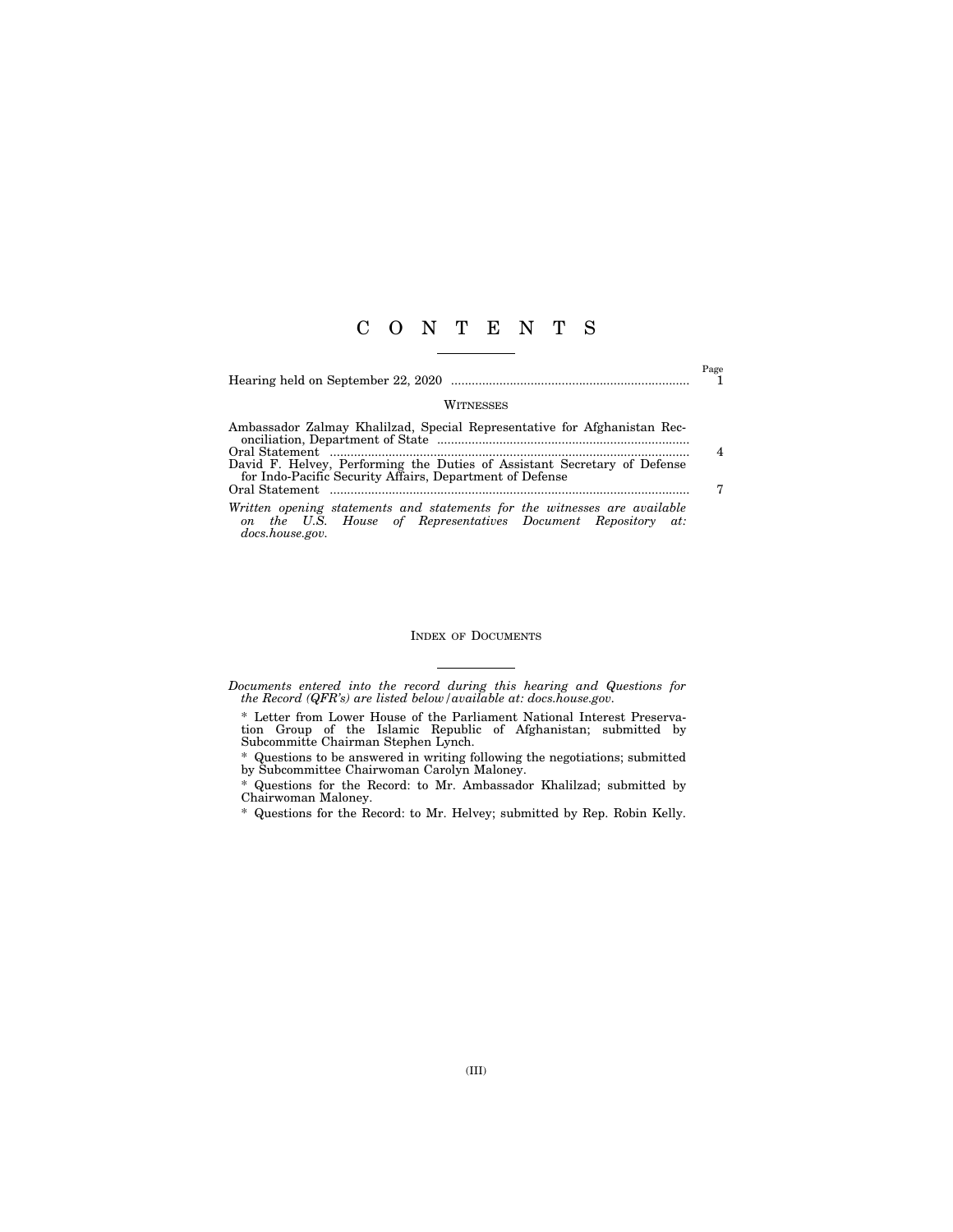# C O N T E N T S

| | Page |
|---|---|
| Hearing held on September 22, 2020 | 1 |

## Witnesses

| | |
|---|---|
| Ambassador Zalmay Khalilzad, Special Representative for Afghanistan Reconciliation, Department of State | |
| Oral Statement | 4 |
| David F. Helvey, Performing the Duties of Assistant Secretary of Defense for Indo-Pacific Security Affairs, Department of Defense | |
| Oral Statement | 7 |

*Written opening statements and statements for the witnesses are available on the U.S. House of Representatives Document Repository at: docs.house.gov.*

## Index of Documents

*Documents entered into the record during this hearing and Questions for the Record (QFR's) are listed below/available at: docs.house.gov.*

* Letter from Lower House of the Parliament National Interest Preservation Group of the Islamic Republic of Afghanistan; submitted by Subcommitte Chairman Stephen Lynch.

* Questions to be answered in writing following the negotiations; submitted by Subcommittee Chairwoman Carolyn Maloney.

* Questions for the Record: to Mr. Ambassador Khalilzad; submitted by Chairwoman Maloney.

* Questions for the Record: to Mr. Helvey; submitted by Rep. Robin Kelly.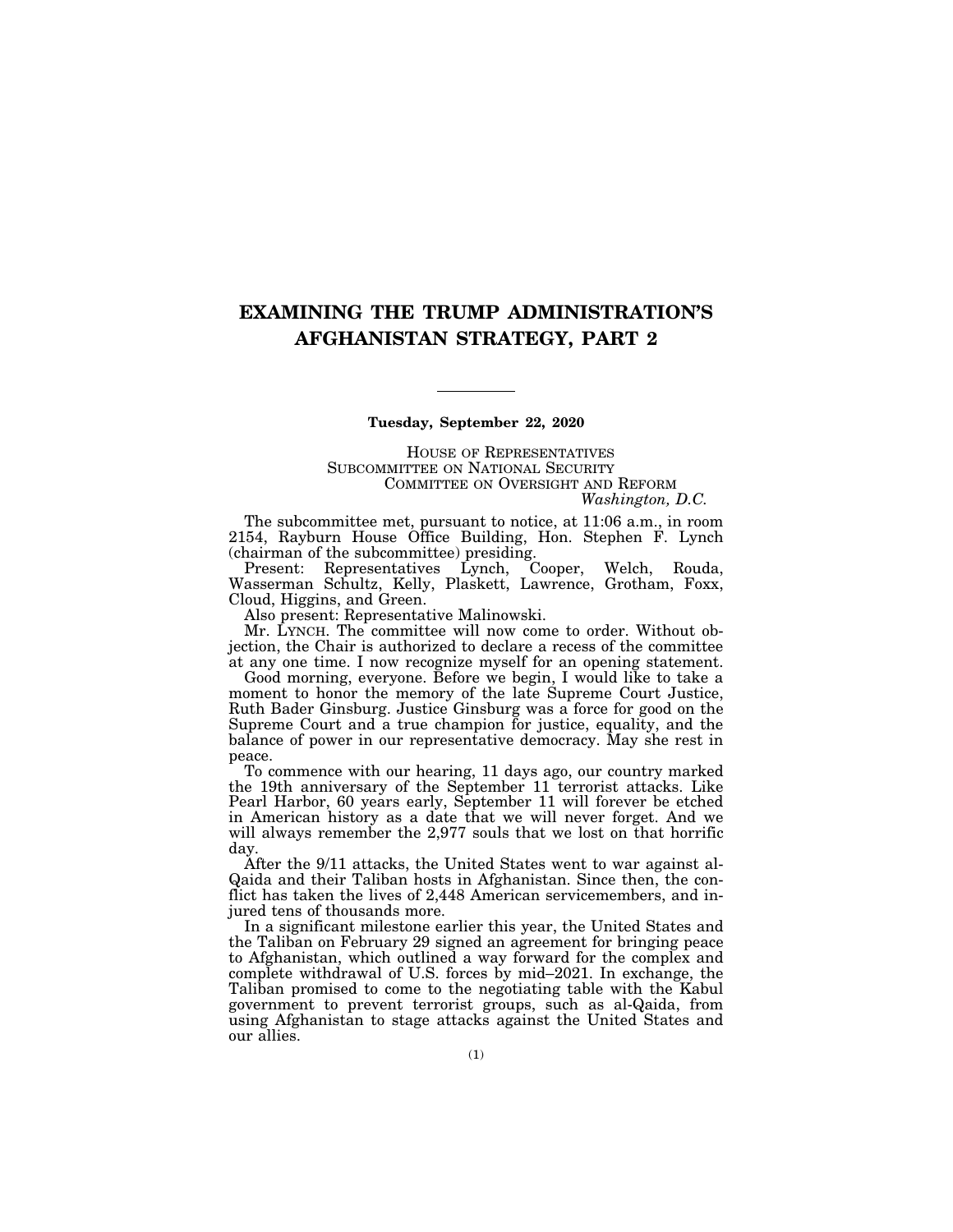# EXAMINING THE TRUMP ADMINISTRATION'S AFGHANISTAN STRATEGY, PART 2

---

**Tuesday, September 22, 2020**

HOUSE OF REPRESENTATIVES
SUBCOMMITTEE ON NATIONAL SECURITY
COMMITTEE ON OVERSIGHT AND REFORM
*Washington, D.C.*

The subcommittee met, pursuant to notice, at 11:06 a.m., in room 2154, Rayburn House Office Building, Hon. Stephen F. Lynch (chairman of the subcommittee) presiding.

Present: Representatives Lynch, Cooper, Welch, Rouda, Wasserman Schultz, Kelly, Plaskett, Lawrence, Grotham, Foxx, Cloud, Higgins, and Green.

Also present: Representative Malinowski.

Mr. LYNCH. The committee will now come to order. Without objection, the Chair is authorized to declare a recess of the committee at any one time. I now recognize myself for an opening statement.

Good morning, everyone. Before we begin, I would like to take a moment to honor the memory of the late Supreme Court Justice, Ruth Bader Ginsburg. Justice Ginsburg was a force for good on the Supreme Court and a true champion for justice, equality, and the balance of power in our representative democracy. May she rest in peace.

To commence with our hearing, 11 days ago, our country marked the 19th anniversary of the September 11 terrorist attacks. Like Pearl Harbor, 60 years early, September 11 will forever be etched in American history as a date that we will never forget. And we will always remember the 2,977 souls that we lost on that horrific day.

After the 9/11 attacks, the United States went to war against al-Qaida and their Taliban hosts in Afghanistan. Since then, the conflict has taken the lives of 2,448 American servicemembers, and injured tens of thousands more.

In a significant milestone earlier this year, the United States and the Taliban on February 29 signed an agreement for bringing peace to Afghanistan, which outlined a way forward for the complex and complete withdrawal of U.S. forces by mid–2021. In exchange, the Taliban promised to come to the negotiating table with the Kabul government to prevent terrorist groups, such as al-Qaida, from using Afghanistan to stage attacks against the United States and our allies.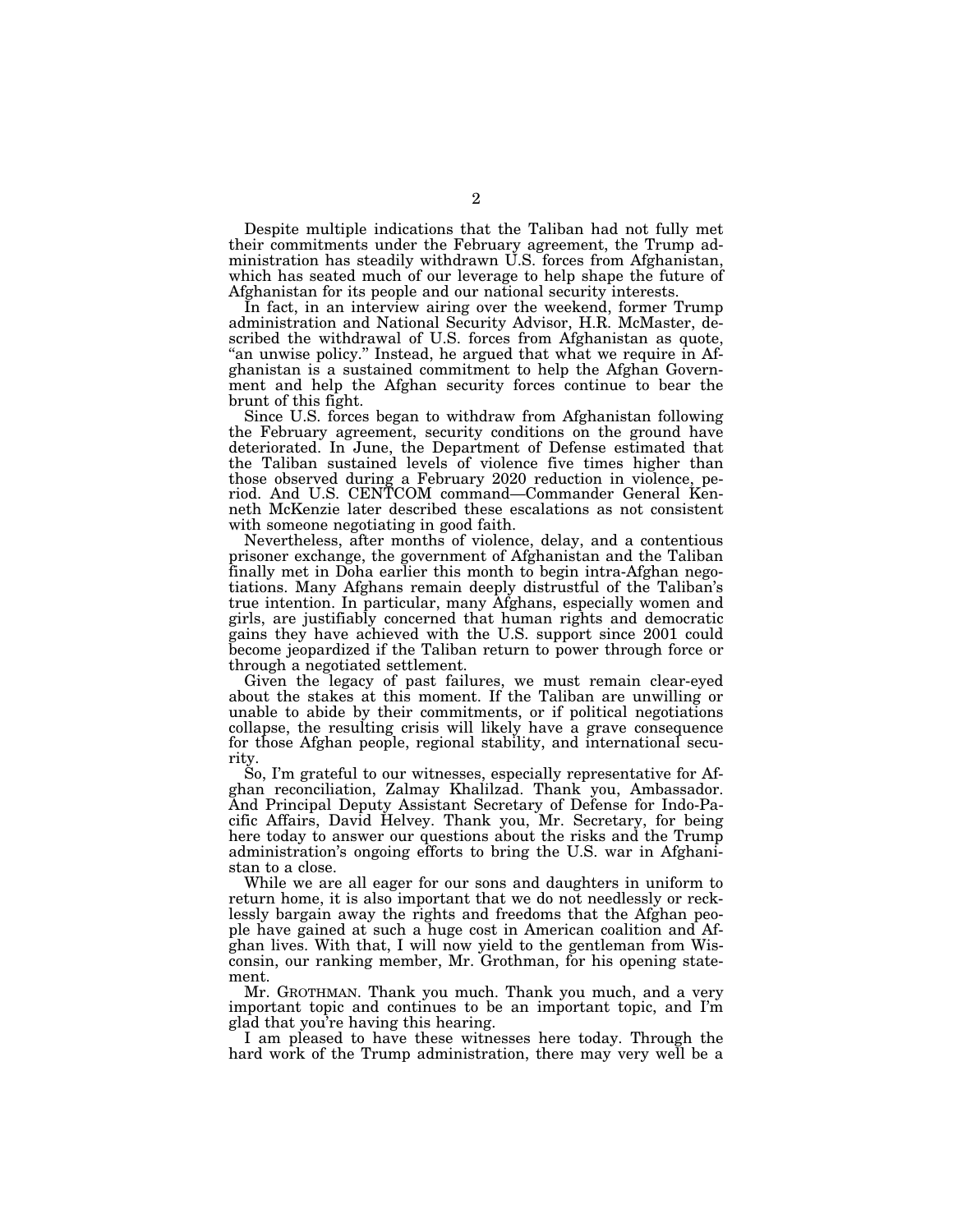Despite multiple indications that the Taliban had not fully met their commitments under the February agreement, the Trump administration has steadily withdrawn U.S. forces from Afghanistan, which has seated much of our leverage to help shape the future of Afghanistan for its people and our national security interests.

In fact, in an interview airing over the weekend, former Trump administration and National Security Advisor, H.R. McMaster, described the withdrawal of U.S. forces from Afghanistan as quote, "an unwise policy." Instead, he argued that what we require in Afghanistan is a sustained commitment to help the Afghan Government and help the Afghan security forces continue to bear the brunt of this fight.

Since U.S. forces began to withdraw from Afghanistan following the February agreement, security conditions on the ground have deteriorated. In June, the Department of Defense estimated that the Taliban sustained levels of violence five times higher than those observed during a February 2020 reduction in violence, period. And U.S. CENTCOM command—Commander General Kenneth McKenzie later described these escalations as not consistent with someone negotiating in good faith.

Nevertheless, after months of violence, delay, and a contentious prisoner exchange, the government of Afghanistan and the Taliban finally met in Doha earlier this month to begin intra-Afghan negotiations. Many Afghans remain deeply distrustful of the Taliban's true intention. In particular, many Afghans, especially women and girls, are justifiably concerned that human rights and democratic gains they have achieved with the U.S. support since 2001 could become jeopardized if the Taliban return to power through force or through a negotiated settlement.

Given the legacy of past failures, we must remain clear-eyed about the stakes at this moment. If the Taliban are unwilling or unable to abide by their commitments, or if political negotiations collapse, the resulting crisis will likely have a grave consequence for those Afghan people, regional stability, and international security.

So, I'm grateful to our witnesses, especially representative for Afghan reconciliation, Zalmay Khalilzad. Thank you, Ambassador. And Principal Deputy Assistant Secretary of Defense for Indo-Pacific Affairs, David Helvey. Thank you, Mr. Secretary, for being here today to answer our questions about the risks and the Trump administration's ongoing efforts to bring the U.S. war in Afghanistan to a close.

While we are all eager for our sons and daughters in uniform to return home, it is also important that we do not needlessly or recklessly bargain away the rights and freedoms that the Afghan people have gained at such a huge cost in American coalition and Afghan lives. With that, I will now yield to the gentleman from Wisconsin, our ranking member, Mr. Grothman, for his opening statement.

Mr. GROTHMAN. Thank you much. Thank you much, and a very important topic and continues to be an important topic, and I'm glad that you're having this hearing.

I am pleased to have these witnesses here today. Through the hard work of the Trump administration, there may very well be a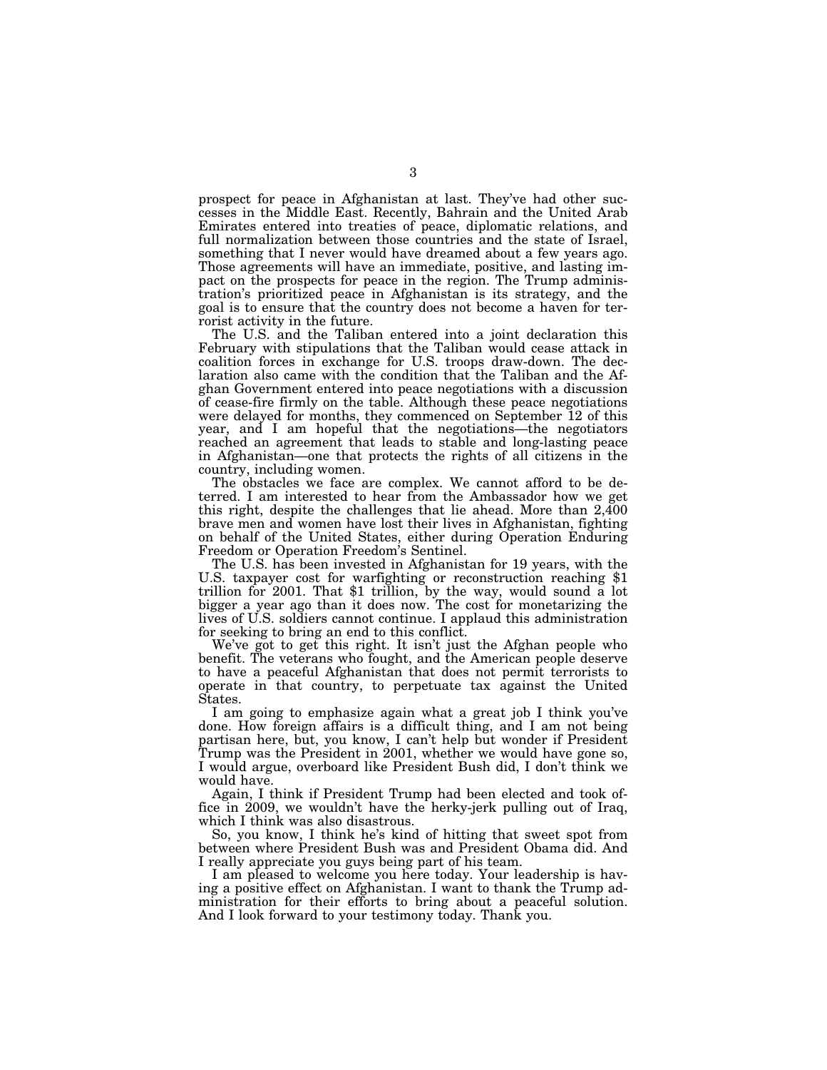prospect for peace in Afghanistan at last. They've had other successes in the Middle East. Recently, Bahrain and the United Arab Emirates entered into treaties of peace, diplomatic relations, and full normalization between those countries and the state of Israel, something that I never would have dreamed about a few years ago. Those agreements will have an immediate, positive, and lasting impact on the prospects for peace in the region. The Trump administration's prioritized peace in Afghanistan is its strategy, and the goal is to ensure that the country does not become a haven for terrorist activity in the future.

The U.S. and the Taliban entered into a joint declaration this February with stipulations that the Taliban would cease attack in coalition forces in exchange for U.S. troops draw-down. The declaration also came with the condition that the Taliban and the Afghan Government entered into peace negotiations with a discussion of cease-fire firmly on the table. Although these peace negotiations were delayed for months, they commenced on September 12 of this year, and I am hopeful that the negotiations—the negotiators reached an agreement that leads to stable and long-lasting peace in Afghanistan—one that protects the rights of all citizens in the country, including women.

The obstacles we face are complex. We cannot afford to be deterred. I am interested to hear from the Ambassador how we get this right, despite the challenges that lie ahead. More than 2,400 brave men and women have lost their lives in Afghanistan, fighting on behalf of the United States, either during Operation Enduring Freedom or Operation Freedom's Sentinel.

The U.S. has been invested in Afghanistan for 19 years, with the U.S. taxpayer cost for warfighting or reconstruction reaching $1 trillion for 2001. That $1 trillion, by the way, would sound a lot bigger a year ago than it does now. The cost for monetarizing the lives of U.S. soldiers cannot continue. I applaud this administration for seeking to bring an end to this conflict.

We've got to get this right. It isn't just the Afghan people who benefit. The veterans who fought, and the American people deserve to have a peaceful Afghanistan that does not permit terrorists to operate in that country, to perpetuate tax against the United States.

I am going to emphasize again what a great job I think you've done. How foreign affairs is a difficult thing, and I am not being partisan here, but, you know, I can't help but wonder if President Trump was the President in 2001, whether we would have gone so, I would argue, overboard like President Bush did, I don't think we would have.

Again, I think if President Trump had been elected and took office in 2009, we wouldn't have the herky-jerk pulling out of Iraq, which I think was also disastrous.

So, you know, I think he's kind of hitting that sweet spot from between where President Bush was and President Obama did. And I really appreciate you guys being part of his team.

I am pleased to welcome you here today. Your leadership is having a positive effect on Afghanistan. I want to thank the Trump administration for their efforts to bring about a peaceful solution. And I look forward to your testimony today. Thank you.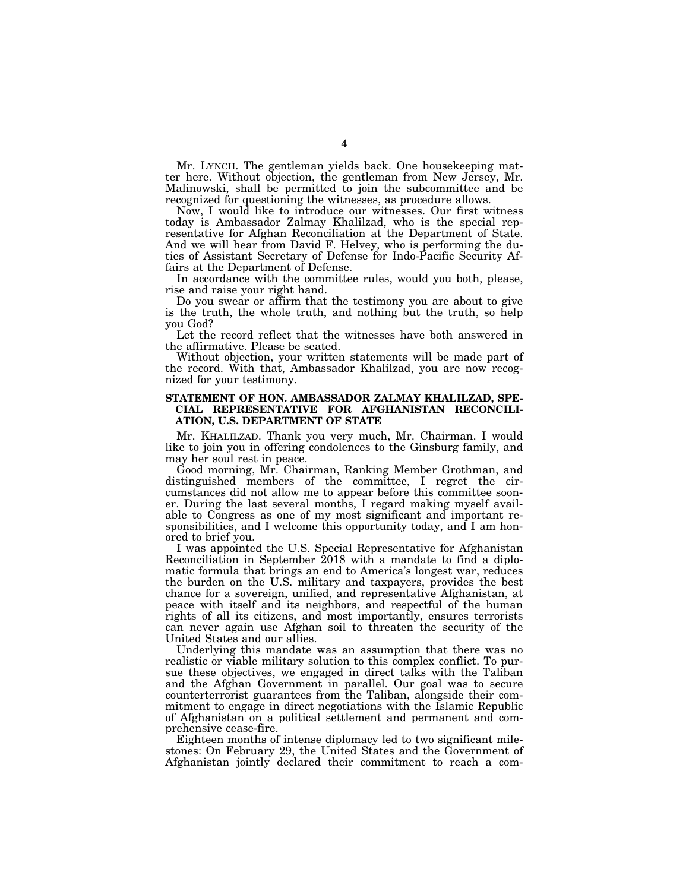Mr. LYNCH. The gentleman yields back. One housekeeping matter here. Without objection, the gentleman from New Jersey, Mr. Malinowski, shall be permitted to join the subcommittee and be recognized for questioning the witnesses, as procedure allows.

Now, I would like to introduce our witnesses. Our first witness today is Ambassador Zalmay Khalilzad, who is the special representative for Afghan Reconciliation at the Department of State. And we will hear from David F. Helvey, who is performing the duties of Assistant Secretary of Defense for Indo-Pacific Security Affairs at the Department of Defense.

In accordance with the committee rules, would you both, please, rise and raise your right hand.

Do you swear or affirm that the testimony you are about to give is the truth, the whole truth, and nothing but the truth, so help you God?

Let the record reflect that the witnesses have both answered in the affirmative. Please be seated.

Without objection, your written statements will be made part of the record. With that, Ambassador Khalilzad, you are now recognized for your testimony.

### STATEMENT OF HON. AMBASSADOR ZALMAY KHALILZAD, SPECIAL REPRESENTATIVE FOR AFGHANISTAN RECONCILIATION, U.S. DEPARTMENT OF STATE

Mr. KHALILZAD. Thank you very much, Mr. Chairman. I would like to join you in offering condolences to the Ginsburg family, and may her soul rest in peace.

Good morning, Mr. Chairman, Ranking Member Grothman, and distinguished members of the committee, I regret the circumstances did not allow me to appear before this committee sooner. During the last several months, I regard making myself available to Congress as one of my most significant and important responsibilities, and I welcome this opportunity today, and I am honored to brief you.

I was appointed the U.S. Special Representative for Afghanistan Reconciliation in September 2018 with a mandate to find a diplomatic formula that brings an end to America's longest war, reduces the burden on the U.S. military and taxpayers, provides the best chance for a sovereign, unified, and representative Afghanistan, at peace with itself and its neighbors, and respectful of the human rights of all its citizens, and most importantly, ensures terrorists can never again use Afghan soil to threaten the security of the United States and our allies.

Underlying this mandate was an assumption that there was no realistic or viable military solution to this complex conflict. To pursue these objectives, we engaged in direct talks with the Taliban and the Afghan Government in parallel. Our goal was to secure counterterrorist guarantees from the Taliban, alongside their commitment to engage in direct negotiations with the Islamic Republic of Afghanistan on a political settlement and permanent and comprehensive cease-fire.

Eighteen months of intense diplomacy led to two significant milestones: On February 29, the United States and the Government of Afghanistan jointly declared their commitment to reach a com-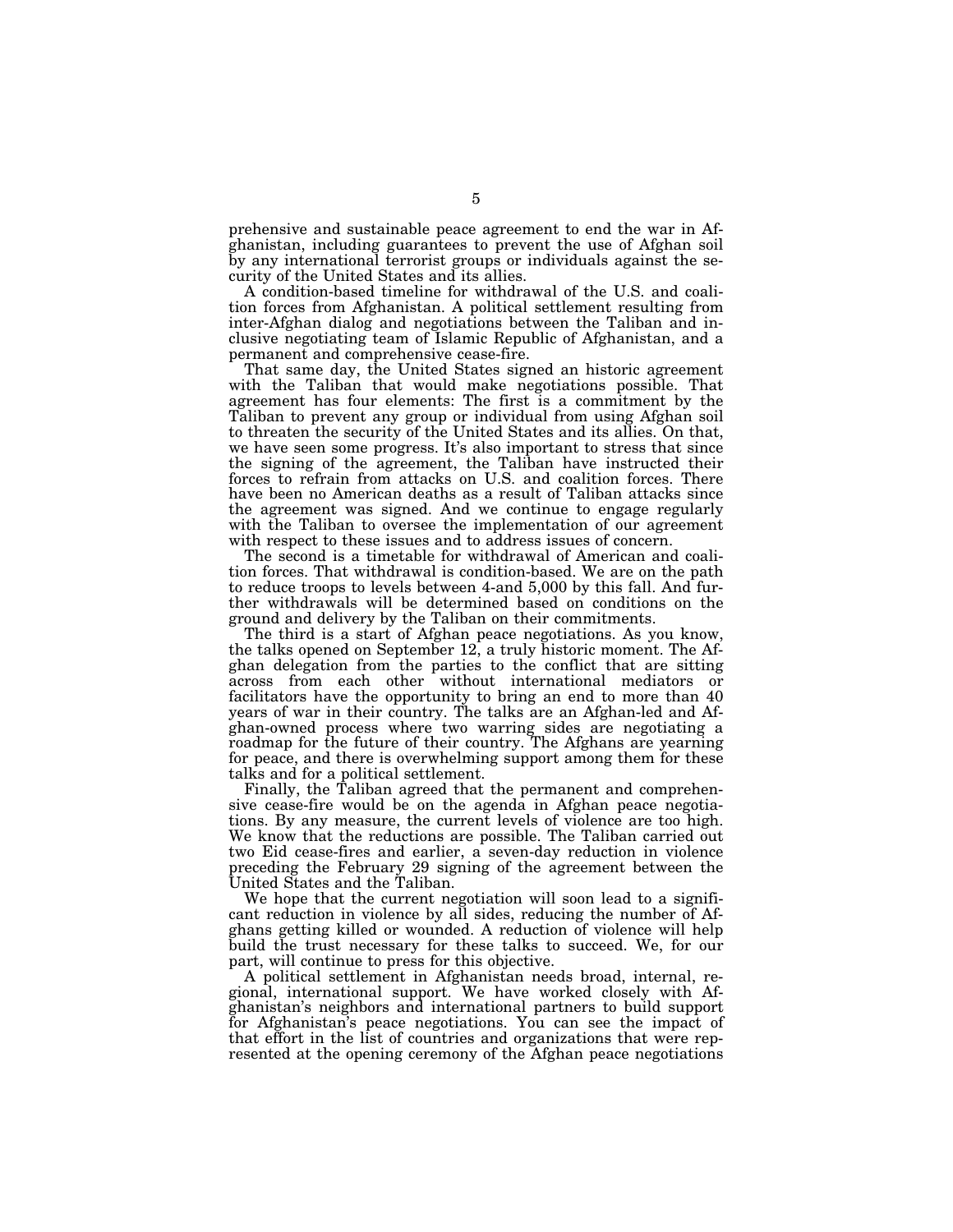prehensive and sustainable peace agreement to end the war in Afghanistan, including guarantees to prevent the use of Afghan soil by any international terrorist groups or individuals against the security of the United States and its allies.

A condition-based timeline for withdrawal of the U.S. and coalition forces from Afghanistan. A political settlement resulting from inter-Afghan dialog and negotiations between the Taliban and inclusive negotiating team of Islamic Republic of Afghanistan, and a permanent and comprehensive cease-fire.

That same day, the United States signed an historic agreement with the Taliban that would make negotiations possible. That agreement has four elements: The first is a commitment by the Taliban to prevent any group or individual from using Afghan soil to threaten the security of the United States and its allies. On that, we have seen some progress. It's also important to stress that since the signing of the agreement, the Taliban have instructed their forces to refrain from attacks on U.S. and coalition forces. There have been no American deaths as a result of Taliban attacks since the agreement was signed. And we continue to engage regularly with the Taliban to oversee the implementation of our agreement with respect to these issues and to address issues of concern.

The second is a timetable for withdrawal of American and coalition forces. That withdrawal is condition-based. We are on the path to reduce troops to levels between 4-and 5,000 by this fall. And further withdrawals will be determined based on conditions on the ground and delivery by the Taliban on their commitments.

The third is a start of Afghan peace negotiations. As you know, the talks opened on September 12, a truly historic moment. The Afghan delegation from the parties to the conflict that are sitting across from each other without international mediators or facilitators have the opportunity to bring an end to more than 40 years of war in their country. The talks are an Afghan-led and Afghan-owned process where two warring sides are negotiating a roadmap for the future of their country. The Afghans are yearning for peace, and there is overwhelming support among them for these talks and for a political settlement.

Finally, the Taliban agreed that the permanent and comprehensive cease-fire would be on the agenda in Afghan peace negotiations. By any measure, the current levels of violence are too high. We know that the reductions are possible. The Taliban carried out two Eid cease-fires and earlier, a seven-day reduction in violence preceding the February 29 signing of the agreement between the United States and the Taliban.

We hope that the current negotiation will soon lead to a significant reduction in violence by all sides, reducing the number of Afghans getting killed or wounded. A reduction of violence will help build the trust necessary for these talks to succeed. We, for our part, will continue to press for this objective.

A political settlement in Afghanistan needs broad, internal, regional, international support. We have worked closely with Afghanistan's neighbors and international partners to build support for Afghanistan's peace negotiations. You can see the impact of that effort in the list of countries and organizations that were represented at the opening ceremony of the Afghan peace negotiations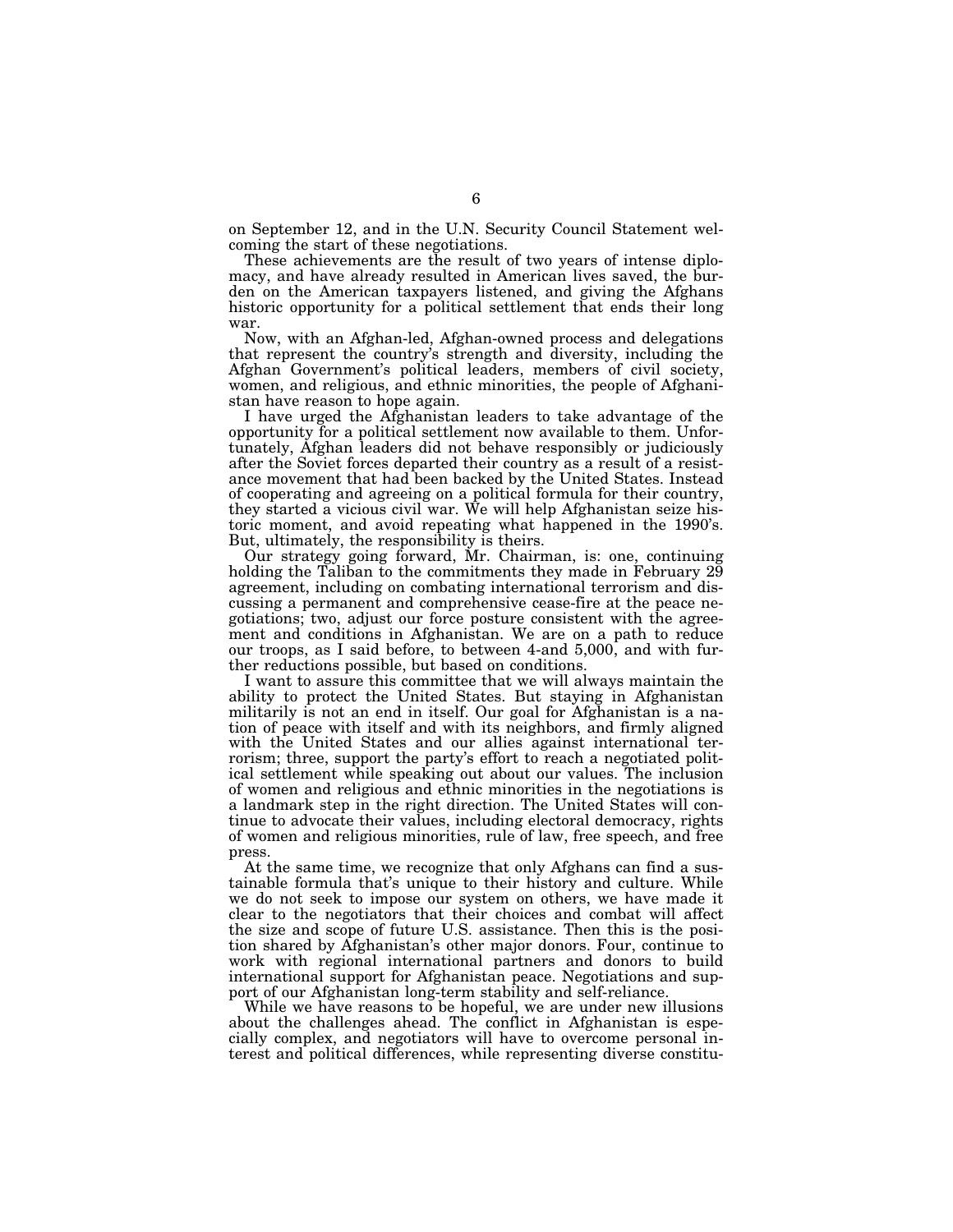on September 12, and in the U.N. Security Council Statement welcoming the start of these negotiations.

These achievements are the result of two years of intense diplomacy, and have already resulted in American lives saved, the burden on the American taxpayers listened, and giving the Afghans historic opportunity for a political settlement that ends their long war.

Now, with an Afghan-led, Afghan-owned process and delegations that represent the country's strength and diversity, including the Afghan Government's political leaders, members of civil society, women, and religious, and ethnic minorities, the people of Afghanistan have reason to hope again.

I have urged the Afghanistan leaders to take advantage of the opportunity for a political settlement now available to them. Unfortunately, Afghan leaders did not behave responsibly or judiciously after the Soviet forces departed their country as a result of a resistance movement that had been backed by the United States. Instead of cooperating and agreeing on a political formula for their country, they started a vicious civil war. We will help Afghanistan seize historic moment, and avoid repeating what happened in the 1990's. But, ultimately, the responsibility is theirs.

Our strategy going forward, Mr. Chairman, is: one, continuing holding the Taliban to the commitments they made in February 29 agreement, including on combating international terrorism and discussing a permanent and comprehensive cease-fire at the peace negotiations; two, adjust our force posture consistent with the agreement and conditions in Afghanistan. We are on a path to reduce our troops, as I said before, to between 4-and 5,000, and with further reductions possible, but based on conditions.

I want to assure this committee that we will always maintain the ability to protect the United States. But staying in Afghanistan militarily is not an end in itself. Our goal for Afghanistan is a nation of peace with itself and with its neighbors, and firmly aligned with the United States and our allies against international terrorism; three, support the party's effort to reach a negotiated political settlement while speaking out about our values. The inclusion of women and religious and ethnic minorities in the negotiations is a landmark step in the right direction. The United States will continue to advocate their values, including electoral democracy, rights of women and religious minorities, rule of law, free speech, and free press.

At the same time, we recognize that only Afghans can find a sustainable formula that's unique to their history and culture. While we do not seek to impose our system on others, we have made it clear to the negotiators that their choices and combat will affect the size and scope of future U.S. assistance. Then this is the position shared by Afghanistan's other major donors. Four, continue to work with regional international partners and donors to build international support for Afghanistan peace. Negotiations and support of our Afghanistan long-term stability and self-reliance.

While we have reasons to be hopeful, we are under new illusions about the challenges ahead. The conflict in Afghanistan is especially complex, and negotiators will have to overcome personal interest and political differences, while representing diverse constitu-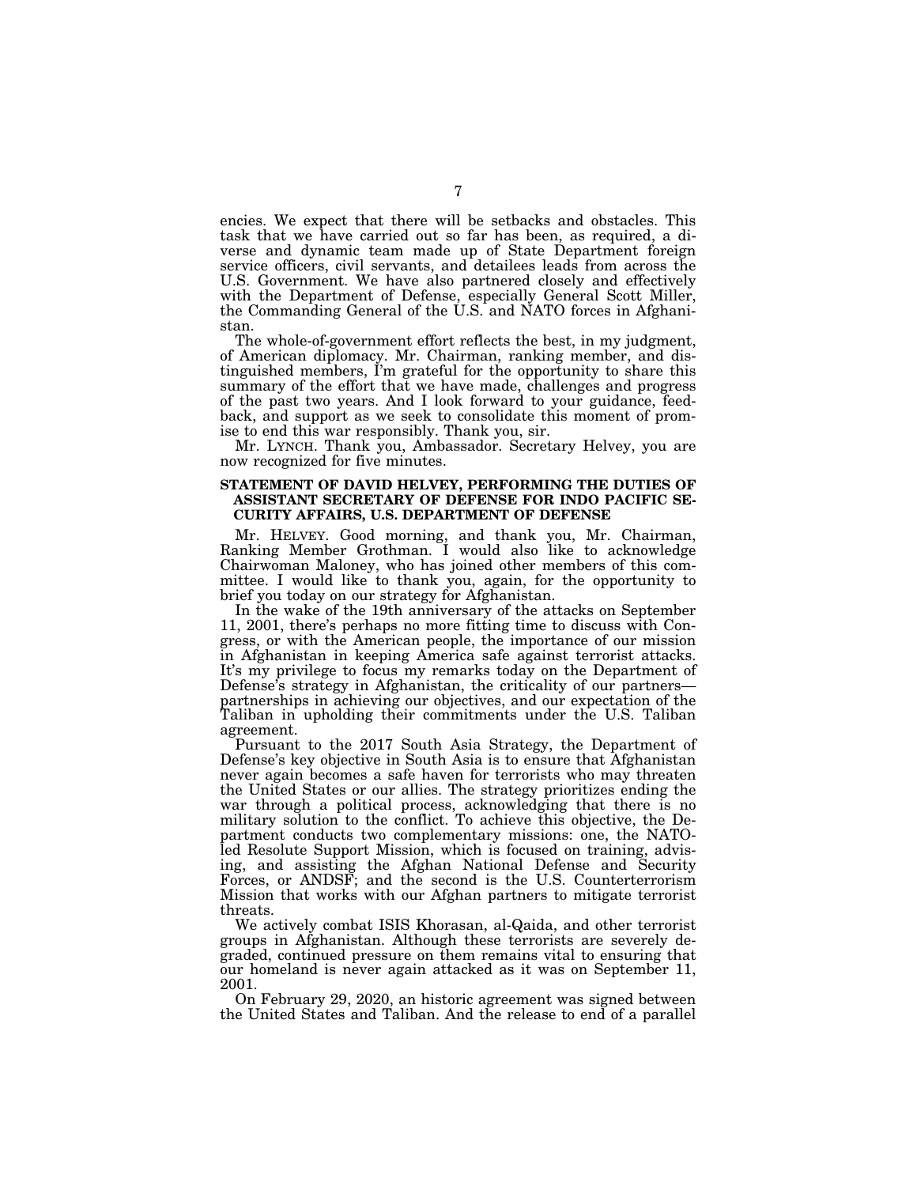encies. We expect that there will be setbacks and obstacles. This task that we have carried out so far has been, as required, a diverse and dynamic team made up of State Department foreign service officers, civil servants, and detailees leads from across the U.S. Government. We have also partnered closely and effectively with the Department of Defense, especially General Scott Miller, the Commanding General of the U.S. and NATO forces in Afghanistan.

The whole-of-government effort reflects the best, in my judgment, of American diplomacy. Mr. Chairman, ranking member, and distinguished members, I'm grateful for the opportunity to share this summary of the effort that we have made, challenges and progress of the past two years. And I look forward to your guidance, feedback, and support as we seek to consolidate this moment of promise to end this war responsibly. Thank you, sir.

Mr. LYNCH. Thank you, Ambassador. Secretary Helvey, you are now recognized for five minutes.

**STATEMENT OF DAVID HELVEY, PERFORMING THE DUTIES OF ASSISTANT SECRETARY OF DEFENSE FOR INDO PACIFIC SECURITY AFFAIRS, U.S. DEPARTMENT OF DEFENSE**

Mr. HELVEY. Good morning, and thank you, Mr. Chairman, Ranking Member Grothman. I would also like to acknowledge Chairwoman Maloney, who has joined other members of this committee. I would like to thank you, again, for the opportunity to brief you today on our strategy for Afghanistan.

In the wake of the 19th anniversary of the attacks on September 11, 2001, there's perhaps no more fitting time to discuss with Congress, or with the American people, the importance of our mission in Afghanistan in keeping America safe against terrorist attacks. It's my privilege to focus my remarks today on the Department of Defense's strategy in Afghanistan, the criticality of our partners—partnerships in achieving our objectives, and our expectation of the Taliban in upholding their commitments under the U.S. Taliban agreement.

Pursuant to the 2017 South Asia Strategy, the Department of Defense's key objective in South Asia is to ensure that Afghanistan never again becomes a safe haven for terrorists who may threaten the United States or our allies. The strategy prioritizes ending the war through a political process, acknowledging that there is no military solution to the conflict. To achieve this objective, the Department conducts two complementary missions: one, the NATO-led Resolute Support Mission, which is focused on training, advising, and assisting the Afghan National Defense and Security Forces, or ANDSF; and the second is the U.S. Counterterrorism Mission that works with our Afghan partners to mitigate terrorist threats.

We actively combat ISIS Khorasan, al-Qaida, and other terrorist groups in Afghanistan. Although these terrorists are severely degraded, continued pressure on them remains vital to ensuring that our homeland is never again attacked as it was on September 11, 2001.

On February 29, 2020, an historic agreement was signed between the United States and Taliban. And the release to end of a parallel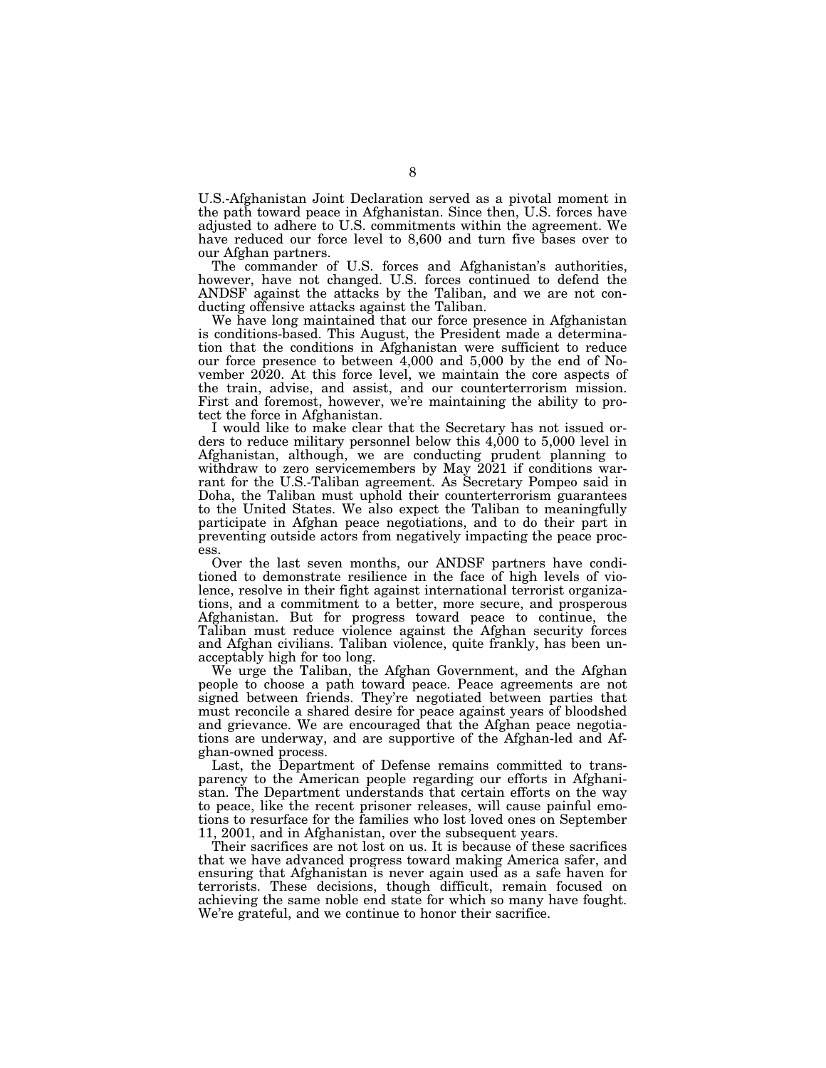U.S.-Afghanistan Joint Declaration served as a pivotal moment in the path toward peace in Afghanistan. Since then, U.S. forces have adjusted to adhere to U.S. commitments within the agreement. We have reduced our force level to 8,600 and turn five bases over to our Afghan partners.

The commander of U.S. forces and Afghanistan's authorities, however, have not changed. U.S. forces continued to defend the ANDSF against the attacks by the Taliban, and we are not conducting offensive attacks against the Taliban.

We have long maintained that our force presence in Afghanistan is conditions-based. This August, the President made a determination that the conditions in Afghanistan were sufficient to reduce our force presence to between 4,000 and 5,000 by the end of November 2020. At this force level, we maintain the core aspects of the train, advise, and assist, and our counterterrorism mission. First and foremost, however, we're maintaining the ability to protect the force in Afghanistan.

I would like to make clear that the Secretary has not issued orders to reduce military personnel below this 4,000 to 5,000 level in Afghanistan, although, we are conducting prudent planning to withdraw to zero servicemembers by May 2021 if conditions warrant for the U.S.-Taliban agreement. As Secretary Pompeo said in Doha, the Taliban must uphold their counterterrorism guarantees to the United States. We also expect the Taliban to meaningfully participate in Afghan peace negotiations, and to do their part in preventing outside actors from negatively impacting the peace process.

Over the last seven months, our ANDSF partners have conditioned to demonstrate resilience in the face of high levels of violence, resolve in their fight against international terrorist organizations, and a commitment to a better, more secure, and prosperous Afghanistan. But for progress toward peace to continue, the Taliban must reduce violence against the Afghan security forces and Afghan civilians. Taliban violence, quite frankly, has been unacceptably high for too long.

We urge the Taliban, the Afghan Government, and the Afghan people to choose a path toward peace. Peace agreements are not signed between friends. They're negotiated between parties that must reconcile a shared desire for peace against years of bloodshed and grievance. We are encouraged that the Afghan peace negotiations are underway, and are supportive of the Afghan-led and Afghan-owned process.

Last, the Department of Defense remains committed to transparency to the American people regarding our efforts in Afghanistan. The Department understands that certain efforts on the way to peace, like the recent prisoner releases, will cause painful emotions to resurface for the families who lost loved ones on September 11, 2001, and in Afghanistan, over the subsequent years.

Their sacrifices are not lost on us. It is because of these sacrifices that we have advanced progress toward making America safer, and ensuring that Afghanistan is never again used as a safe haven for terrorists. These decisions, though difficult, remain focused on achieving the same noble end state for which so many have fought. We're grateful, and we continue to honor their sacrifice.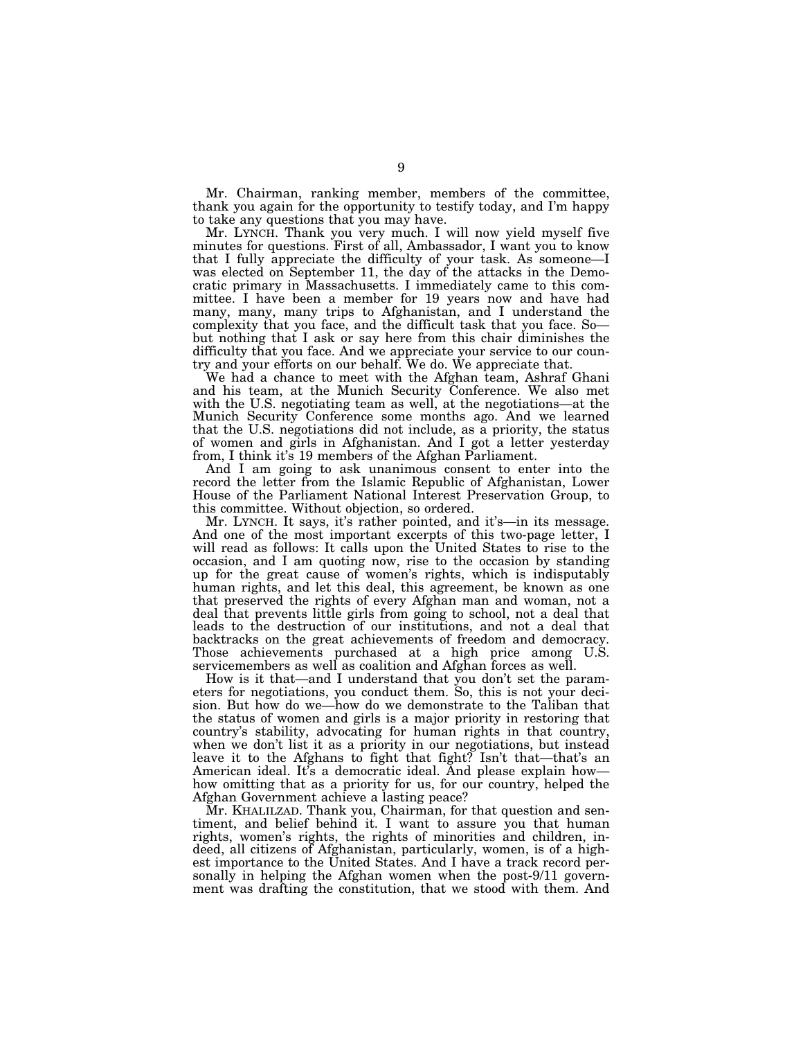Mr. Chairman, ranking member, members of the committee, thank you again for the opportunity to testify today, and I'm happy to take any questions that you may have.

Mr. LYNCH. Thank you very much. I will now yield myself five minutes for questions. First of all, Ambassador, I want you to know that I fully appreciate the difficulty of your task. As someone—I was elected on September 11, the day of the attacks in the Democratic primary in Massachusetts. I immediately came to this committee. I have been a member for 19 years now and have had many, many, many trips to Afghanistan, and I understand the complexity that you face, and the difficult task that you face. So—but nothing that I ask or say here from this chair diminishes the difficulty that you face. And we appreciate your service to our country and your efforts on our behalf. We do. We appreciate that.

We had a chance to meet with the Afghan team, Ashraf Ghani and his team, at the Munich Security Conference. We also met with the U.S. negotiating team as well, at the negotiations—at the Munich Security Conference some months ago. And we learned that the U.S. negotiations did not include, as a priority, the status of women and girls in Afghanistan. And I got a letter yesterday from, I think it's 19 members of the Afghan Parliament.

And I am going to ask unanimous consent to enter into the record the letter from the Islamic Republic of Afghanistan, Lower House of the Parliament National Interest Preservation Group, to this committee. Without objection, so ordered.

Mr. LYNCH. It says, it's rather pointed, and it's—in its message. And one of the most important excerpts of this two-page letter, I will read as follows: It calls upon the United States to rise to the occasion, and I am quoting now, rise to the occasion by standing up for the great cause of women's rights, which is indisputably human rights, and let this deal, this agreement, be known as one that preserved the rights of every Afghan man and woman, not a deal that prevents little girls from going to school, not a deal that leads to the destruction of our institutions, and not a deal that backtracks on the great achievements of freedom and democracy. Those achievements purchased at a high price among U.S. servicemembers as well as coalition and Afghan forces as well.

How is it that—and I understand that you don't set the parameters for negotiations, you conduct them. So, this is not your decision. But how do we—how do we demonstrate to the Taliban that the status of women and girls is a major priority in restoring that country's stability, advocating for human rights in that country, when we don't list it as a priority in our negotiations, but instead leave it to the Afghans to fight that fight? Isn't that—that's an American ideal. It's a democratic ideal. And please explain how—how omitting that as a priority for us, for our country, helped the Afghan Government achieve a lasting peace?

Mr. KHALILZAD. Thank you, Chairman, for that question and sentiment, and belief behind it. I want to assure you that human rights, women's rights, the rights of minorities and children, indeed, all citizens of Afghanistan, particularly, women, is of a highest importance to the United States. And I have a track record personally in helping the Afghan women when the post-9/11 government was drafting the constitution, that we stood with them. And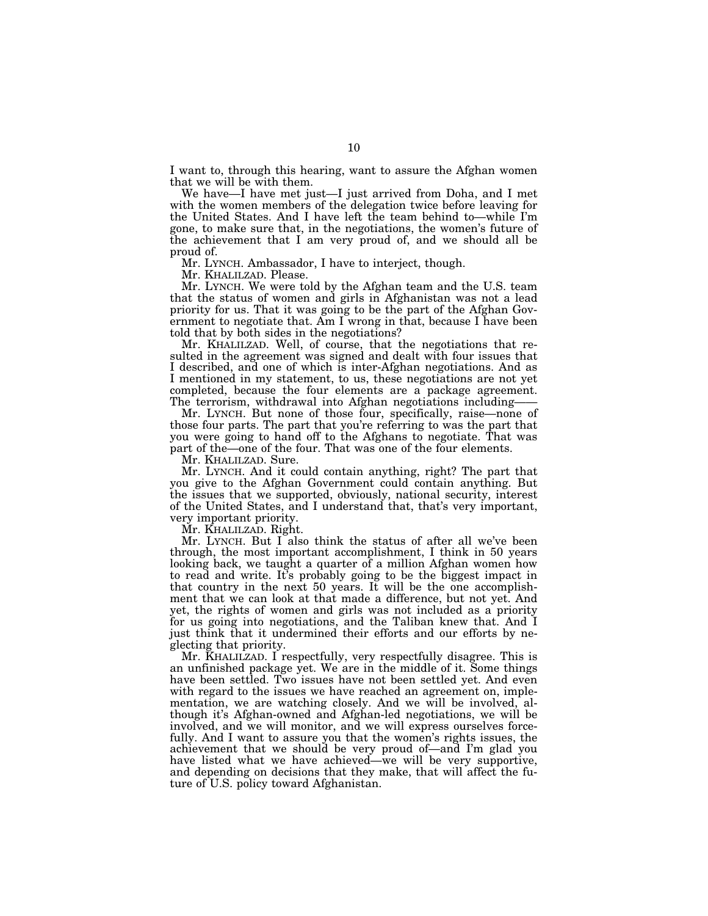I want to, through this hearing, want to assure the Afghan women that we will be with them.

We have—I have met just—I just arrived from Doha, and I met with the women members of the delegation twice before leaving for the United States. And I have left the team behind to—while I'm gone, to make sure that, in the negotiations, the women's future of the achievement that I am very proud of, and we should all be proud of.

Mr. LYNCH. Ambassador, I have to interject, though.

Mr. KHALILZAD. Please.

Mr. LYNCH. We were told by the Afghan team and the U.S. team that the status of women and girls in Afghanistan was not a lead priority for us. That it was going to be the part of the Afghan Government to negotiate that. Am I wrong in that, because I have been told that by both sides in the negotiations?

Mr. KHALILZAD. Well, of course, that the negotiations that resulted in the agreement was signed and dealt with four issues that I described, and one of which is inter-Afghan negotiations. And as I mentioned in my statement, to us, these negotiations are not yet completed, because the four elements are a package agreement. The terrorism, withdrawal into Afghan negotiations including——

Mr. LYNCH. But none of those four, specifically, raise—none of those four parts. The part that you're referring to was the part that you were going to hand off to the Afghans to negotiate. That was part of the—one of the four. That was one of the four elements.

Mr. KHALILZAD. Sure.

Mr. LYNCH. And it could contain anything, right? The part that you give to the Afghan Government could contain anything. But the issues that we supported, obviously, national security, interest of the United States, and I understand that, that's very important, very important priority.

Mr. KHALILZAD. Right.

Mr. LYNCH. But I also think the status of after all we've been through, the most important accomplishment, I think in 50 years looking back, we taught a quarter of a million Afghan women how to read and write. It's probably going to be the biggest impact in that country in the next 50 years. It will be the one accomplishment that we can look at that made a difference, but not yet. And yet, the rights of women and girls was not included as a priority for us going into negotiations, and the Taliban knew that. And I just think that it undermined their efforts and our efforts by neglecting that priority.

Mr. KHALILZAD. I respectfully, very respectfully disagree. This is an unfinished package yet. We are in the middle of it. Some things have been settled. Two issues have not been settled yet. And even with regard to the issues we have reached an agreement on, implementation, we are watching closely. And we will be involved, although it's Afghan-owned and Afghan-led negotiations, we will be involved, and we will monitor, and we will express ourselves forcefully. And I want to assure you that the women's rights issues, the achievement that we should be very proud of—and I'm glad you have listed what we have achieved—we will be very supportive, and depending on decisions that they make, that will affect the future of U.S. policy toward Afghanistan.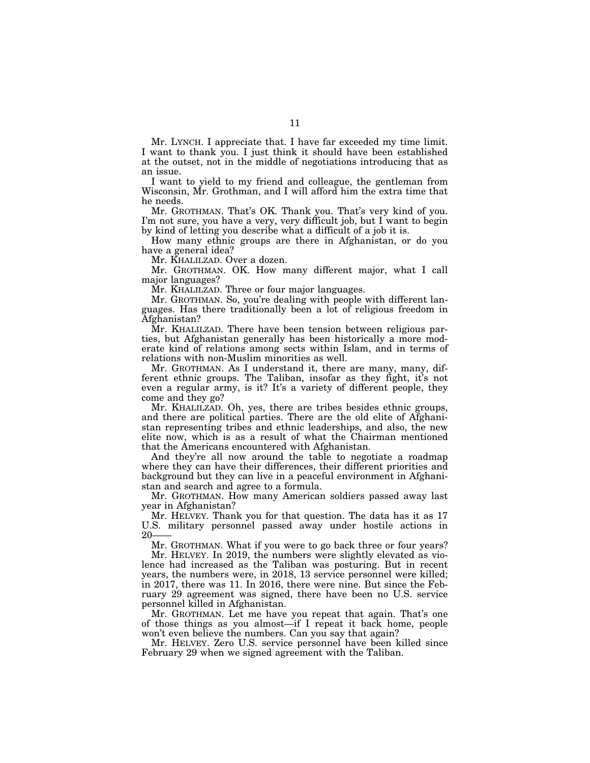Mr. LYNCH. I appreciate that. I have far exceeded my time limit. I want to thank you. I just think it should have been established at the outset, not in the middle of negotiations introducing that as an issue.

I want to yield to my friend and colleague, the gentleman from Wisconsin, Mr. Grothman, and I will afford him the extra time that he needs.

Mr. GROTHMAN. That's OK. Thank you. That's very kind of you. I'm not sure, you have a very, very difficult job, but I want to begin by kind of letting you describe what a difficult of a job it is.

How many ethnic groups are there in Afghanistan, or do you have a general idea?

Mr. KHALILZAD. Over a dozen.

Mr. GROTHMAN. OK. How many different major, what I call major languages?

Mr. KHALILZAD. Three or four major languages.

Mr. GROTHMAN. So, you're dealing with people with different languages. Has there traditionally been a lot of religious freedom in Afghanistan?

Mr. KHALILZAD. There have been tension between religious parties, but Afghanistan generally has been historically a more moderate kind of relations among sects within Islam, and in terms of relations with non-Muslim minorities as well.

Mr. GROTHMAN. As I understand it, there are many, many, different ethnic groups. The Taliban, insofar as they fight, it's not even a regular army, is it? It's a variety of different people, they come and they go?

Mr. KHALILZAD. Oh, yes, there are tribes besides ethnic groups, and there are political parties. There are the old elite of Afghanistan representing tribes and ethnic leaderships, and also, the new elite now, which is as a result of what the Chairman mentioned that the Americans encountered with Afghanistan.

And they're all now around the table to negotiate a roadmap where they can have their differences, their different priorities and background but they can live in a peaceful environment in Afghanistan and search and agree to a formula.

Mr. GROTHMAN. How many American soldiers passed away last year in Afghanistan?

Mr. HELVEY. Thank you for that question. The data has it as 17 U.S. military personnel passed away under hostile actions in 20——

Mr. GROTHMAN. What if you were to go back three or four years?

Mr. HELVEY. In 2019, the numbers were slightly elevated as violence had increased as the Taliban was posturing. But in recent years, the numbers were, in 2018, 13 service personnel were killed; in 2017, there was 11. In 2016, there were nine. But since the February 29 agreement was signed, there have been no U.S. service personnel killed in Afghanistan.

Mr. GROTHMAN. Let me have you repeat that again. That's one of those things as you almost—if I repeat it back home, people won't even believe the numbers. Can you say that again?

Mr. HELVEY. Zero U.S. service personnel have been killed since February 29 when we signed agreement with the Taliban.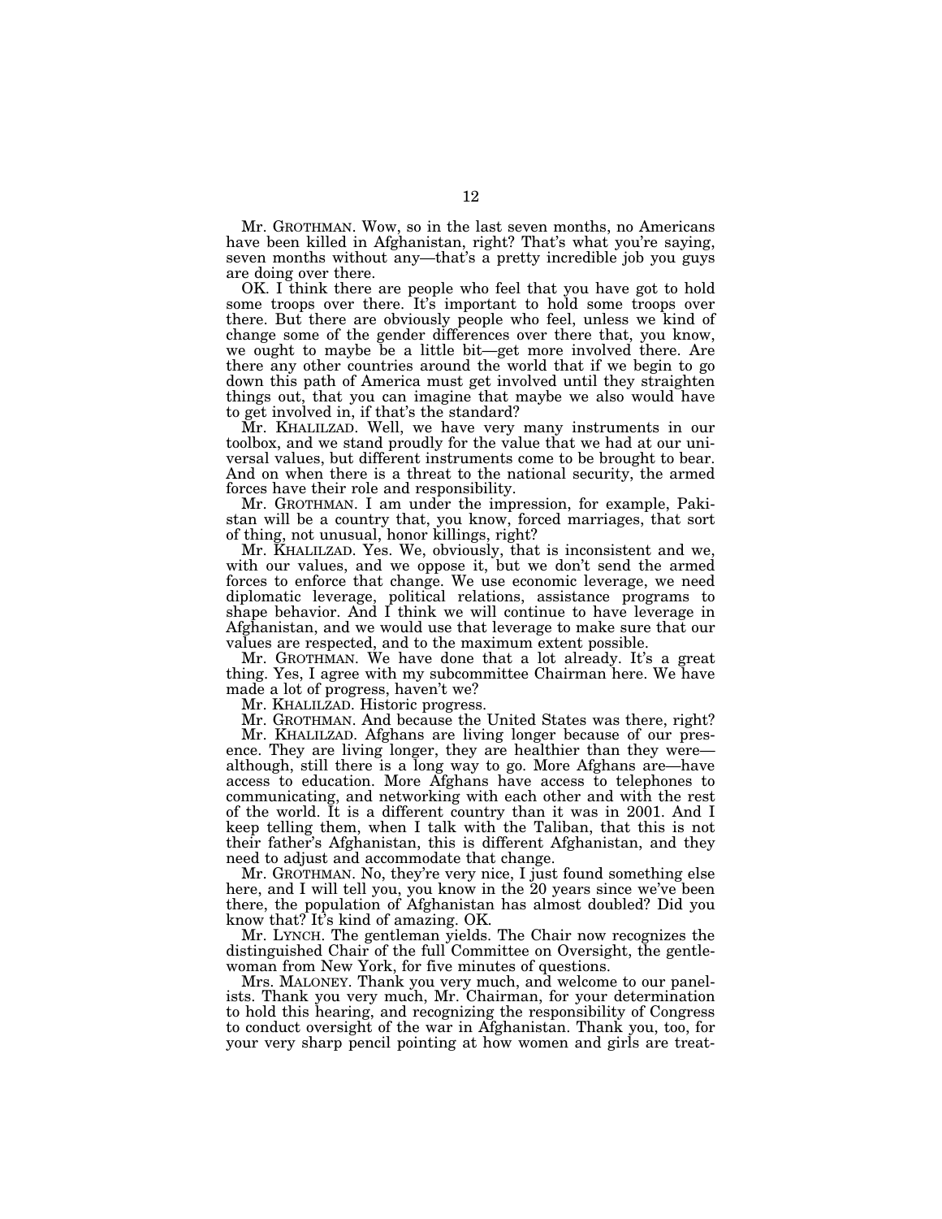Mr. GROTHMAN. Wow, so in the last seven months, no Americans have been killed in Afghanistan, right? That's what you're saying, seven months without any—that's a pretty incredible job you guys are doing over there.

OK. I think there are people who feel that you have got to hold some troops over there. It's important to hold some troops over there. But there are obviously people who feel, unless we kind of change some of the gender differences over there that, you know, we ought to maybe be a little bit—get more involved there. Are there any other countries around the world that if we begin to go down this path of America must get involved until they straighten things out, that you can imagine that maybe we also would have to get involved in, if that's the standard?

Mr. KHALILZAD. Well, we have very many instruments in our toolbox, and we stand proudly for the value that we had at our universal values, but different instruments come to be brought to bear. And on when there is a threat to the national security, the armed forces have their role and responsibility.

Mr. GROTHMAN. I am under the impression, for example, Pakistan will be a country that, you know, forced marriages, that sort of thing, not unusual, honor killings, right?

Mr. KHALILZAD. Yes. We, obviously, that is inconsistent and we, with our values, and we oppose it, but we don't send the armed forces to enforce that change. We use economic leverage, we need diplomatic leverage, political relations, assistance programs to shape behavior. And I think we will continue to have leverage in Afghanistan, and we would use that leverage to make sure that our values are respected, and to the maximum extent possible.

Mr. GROTHMAN. We have done that a lot already. It's a great thing. Yes, I agree with my subcommittee Chairman here. We have made a lot of progress, haven't we?

Mr. KHALILZAD. Historic progress.

Mr. GROTHMAN. And because the United States was there, right?

Mr. KHALILZAD. Afghans are living longer because of our presence. They are living longer, they are healthier than they were—although, still there is a long way to go. More Afghans are—have access to education. More Afghans have access to telephones to communicating, and networking with each other and with the rest of the world. It is a different country than it was in 2001. And I keep telling them, when I talk with the Taliban, that this is not their father's Afghanistan, this is different Afghanistan, and they need to adjust and accommodate that change.

Mr. GROTHMAN. No, they're very nice, I just found something else here, and I will tell you, you know in the 20 years since we've been there, the population of Afghanistan has almost doubled? Did you know that? It's kind of amazing. OK.

Mr. LYNCH. The gentleman yields. The Chair now recognizes the distinguished Chair of the full Committee on Oversight, the gentlewoman from New York, for five minutes of questions.

Mrs. MALONEY. Thank you very much, and welcome to our panelists. Thank you very much, Mr. Chairman, for your determination to hold this hearing, and recognizing the responsibility of Congress to conduct oversight of the war in Afghanistan. Thank you, too, for your very sharp pencil pointing at how women and girls are treat-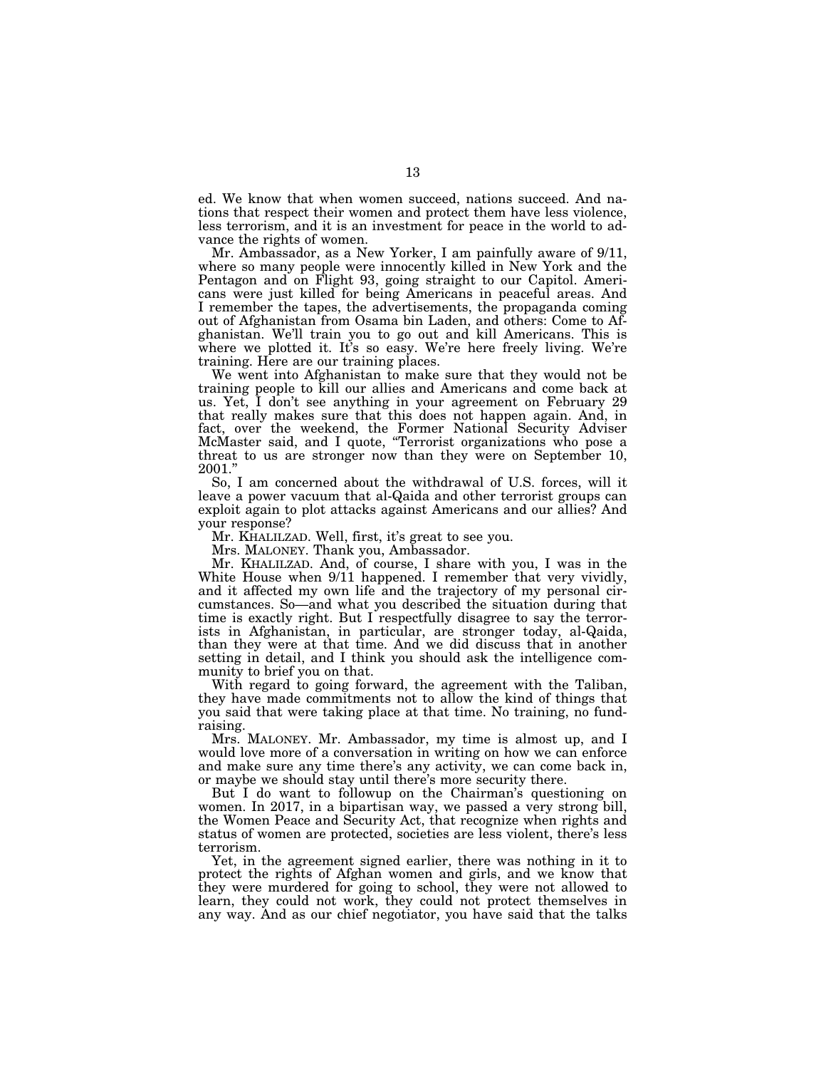ed. We know that when women succeed, nations succeed. And nations that respect their women and protect them have less violence, less terrorism, and it is an investment for peace in the world to advance the rights of women.

Mr. Ambassador, as a New Yorker, I am painfully aware of 9/11, where so many people were innocently killed in New York and the Pentagon and on Flight 93, going straight to our Capitol. Americans were just killed for being Americans in peaceful areas. And I remember the tapes, the advertisements, the propaganda coming out of Afghanistan from Osama bin Laden, and others: Come to Afghanistan. We'll train you to go out and kill Americans. This is where we plotted it. It's so easy. We're here freely living. We're training. Here are our training places.

We went into Afghanistan to make sure that they would not be training people to kill our allies and Americans and come back at us. Yet, I don't see anything in your agreement on February 29 that really makes sure that this does not happen again. And, in fact, over the weekend, the Former National Security Adviser McMaster said, and I quote, "Terrorist organizations who pose a threat to us are stronger now than they were on September 10, 2001."

So, I am concerned about the withdrawal of U.S. forces, will it leave a power vacuum that al-Qaida and other terrorist groups can exploit again to plot attacks against Americans and our allies? And your response?

Mr. KHALILZAD. Well, first, it's great to see you.

Mrs. MALONEY. Thank you, Ambassador.

Mr. KHALILZAD. And, of course, I share with you, I was in the White House when 9/11 happened. I remember that very vividly, and it affected my own life and the trajectory of my personal circumstances. So—and what you described the situation during that time is exactly right. But I respectfully disagree to say the terrorists in Afghanistan, in particular, are stronger today, al-Qaida, than they were at that time. And we did discuss that in another setting in detail, and I think you should ask the intelligence community to brief you on that.

With regard to going forward, the agreement with the Taliban, they have made commitments not to allow the kind of things that you said that were taking place at that time. No training, no fundraising.

Mrs. MALONEY. Mr. Ambassador, my time is almost up, and I would love more of a conversation in writing on how we can enforce and make sure any time there's any activity, we can come back in, or maybe we should stay until there's more security there.

But I do want to followup on the Chairman's questioning on women. In 2017, in a bipartisan way, we passed a very strong bill, the Women Peace and Security Act, that recognize when rights and status of women are protected, societies are less violent, there's less terrorism.

Yet, in the agreement signed earlier, there was nothing in it to protect the rights of Afghan women and girls, and we know that they were murdered for going to school, they were not allowed to learn, they could not work, they could not protect themselves in any way. And as our chief negotiator, you have said that the talks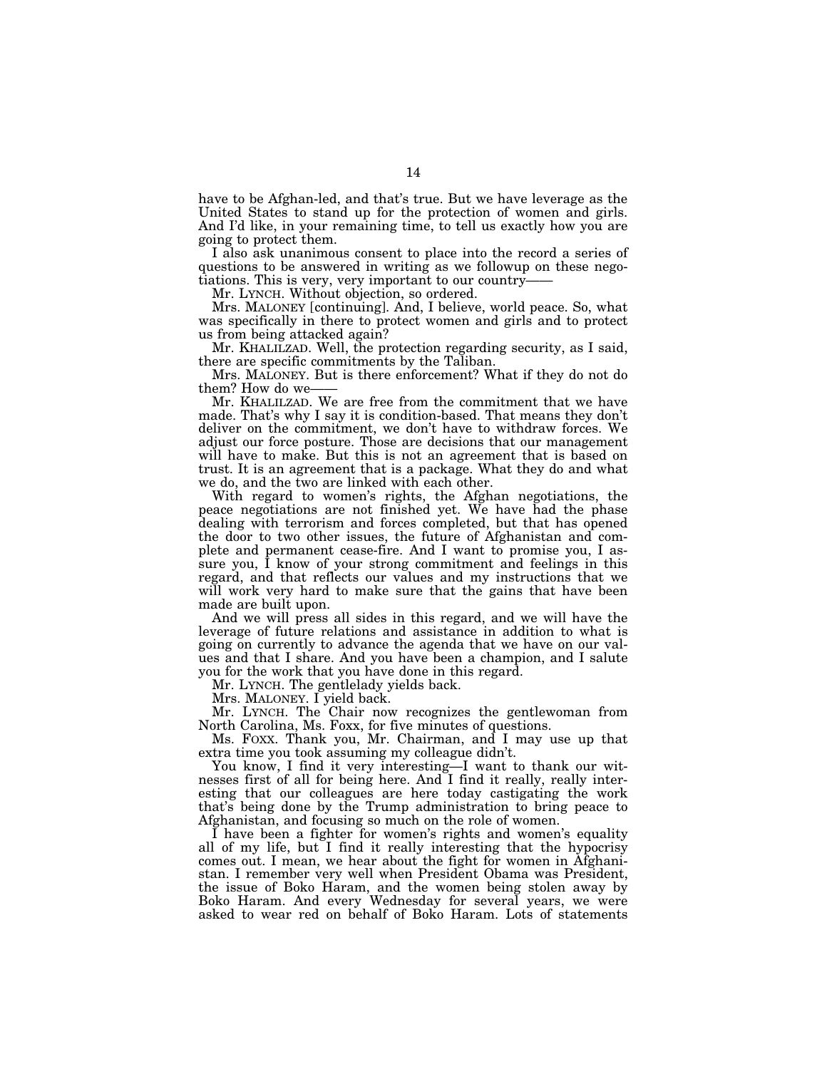have to be Afghan-led, and that's true. But we have leverage as the United States to stand up for the protection of women and girls. And I'd like, in your remaining time, to tell us exactly how you are going to protect them.

I also ask unanimous consent to place into the record a series of questions to be answered in writing as we followup on these negotiations. This is very, very important to our country——

Mr. LYNCH. Without objection, so ordered.

Mrs. MALONEY [continuing]. And, I believe, world peace. So, what was specifically in there to protect women and girls and to protect us from being attacked again?

Mr. KHALILZAD. Well, the protection regarding security, as I said, there are specific commitments by the Taliban.

Mrs. MALONEY. But is there enforcement? What if they do not do them? How do we——

Mr. KHALILZAD. We are free from the commitment that we have made. That's why I say it is condition-based. That means they don't deliver on the commitment, we don't have to withdraw forces. We adjust our force posture. Those are decisions that our management will have to make. But this is not an agreement that is based on trust. It is an agreement that is a package. What they do and what we do, and the two are linked with each other.

With regard to women's rights, the Afghan negotiations, the peace negotiations are not finished yet. We have had the phase dealing with terrorism and forces completed, but that has opened the door to two other issues, the future of Afghanistan and complete and permanent cease-fire. And I want to promise you, I assure you, I know of your strong commitment and feelings in this regard, and that reflects our values and my instructions that we will work very hard to make sure that the gains that have been made are built upon.

And we will press all sides in this regard, and we will have the leverage of future relations and assistance in addition to what is going on currently to advance the agenda that we have on our values and that I share. And you have been a champion, and I salute you for the work that you have done in this regard.

Mr. LYNCH. The gentlelady yields back.

Mrs. MALONEY. I yield back.

Mr. LYNCH. The Chair now recognizes the gentlewoman from North Carolina, Ms. Foxx, for five minutes of questions.

Ms. FOXX. Thank you, Mr. Chairman, and I may use up that extra time you took assuming my colleague didn't.

You know, I find it very interesting—I want to thank our witnesses first of all for being here. And I find it really, really interesting that our colleagues are here today castigating the work that's being done by the Trump administration to bring peace to Afghanistan, and focusing so much on the role of women.

I have been a fighter for women's rights and women's equality all of my life, but I find it really interesting that the hypocrisy comes out. I mean, we hear about the fight for women in Afghanistan. I remember very well when President Obama was President, the issue of Boko Haram, and the women being stolen away by Boko Haram. And every Wednesday for several years, we were asked to wear red on behalf of Boko Haram. Lots of statements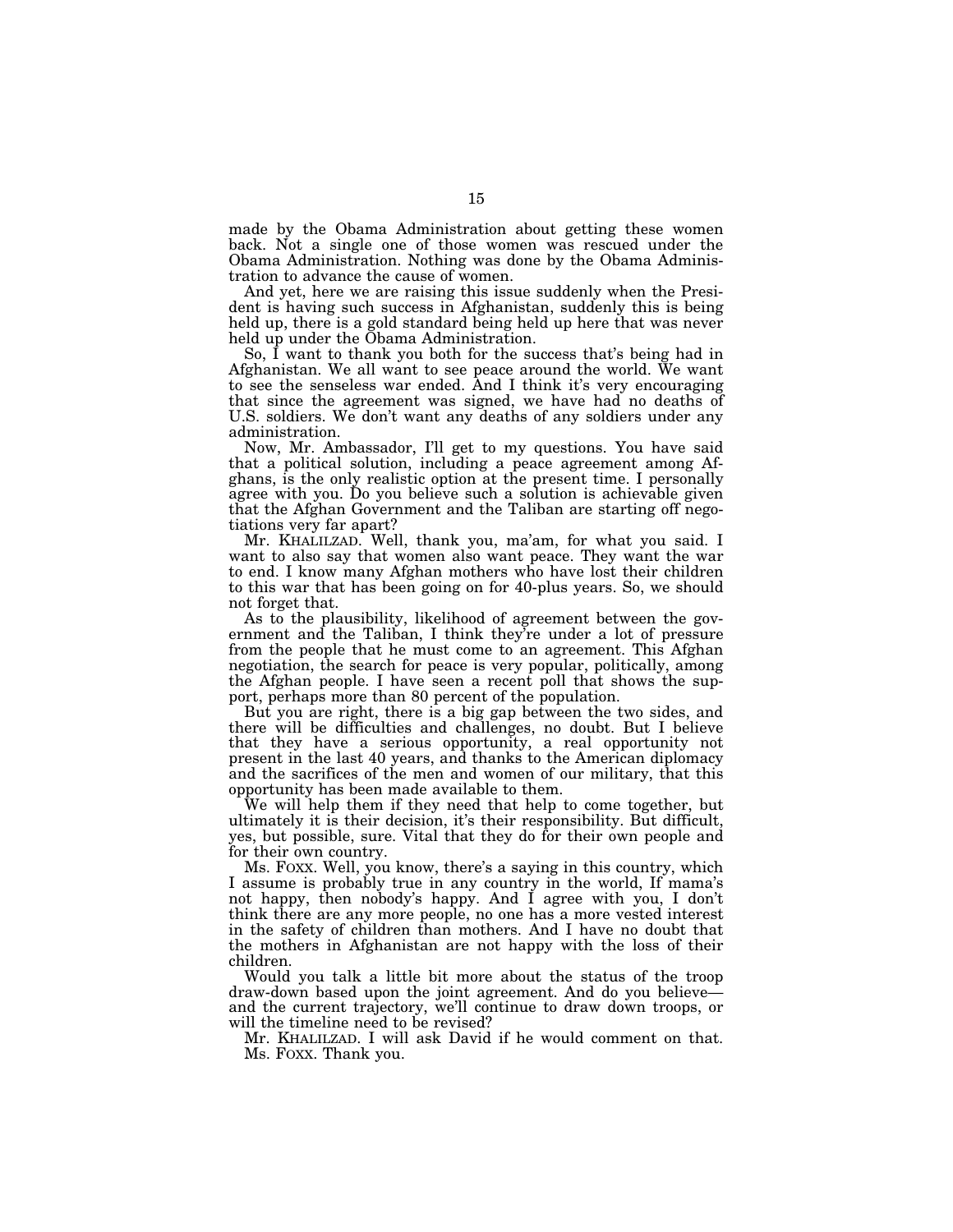made by the Obama Administration about getting these women back. Not a single one of those women was rescued under the Obama Administration. Nothing was done by the Obama Administration to advance the cause of women.

And yet, here we are raising this issue suddenly when the President is having such success in Afghanistan, suddenly this is being held up, there is a gold standard being held up here that was never held up under the Obama Administration.

So, I want to thank you both for the success that's being had in Afghanistan. We all want to see peace around the world. We want to see the senseless war ended. And I think it's very encouraging that since the agreement was signed, we have had no deaths of U.S. soldiers. We don't want any deaths of any soldiers under any administration.

Now, Mr. Ambassador, I'll get to my questions. You have said that a political solution, including a peace agreement among Afghans, is the only realistic option at the present time. I personally agree with you. Do you believe such a solution is achievable given that the Afghan Government and the Taliban are starting off negotiations very far apart?

Mr. KHALILZAD. Well, thank you, ma'am, for what you said. I want to also say that women also want peace. They want the war to end. I know many Afghan mothers who have lost their children to this war that has been going on for 40-plus years. So, we should not forget that.

As to the plausibility, likelihood of agreement between the government and the Taliban, I think they're under a lot of pressure from the people that he must come to an agreement. This Afghan negotiation, the search for peace is very popular, politically, among the Afghan people. I have seen a recent poll that shows the support, perhaps more than 80 percent of the population.

But you are right, there is a big gap between the two sides, and there will be difficulties and challenges, no doubt. But I believe that they have a serious opportunity, a real opportunity not present in the last 40 years, and thanks to the American diplomacy and the sacrifices of the men and women of our military, that this opportunity has been made available to them.

We will help them if they need that help to come together, but ultimately it is their decision, it's their responsibility. But difficult, yes, but possible, sure. Vital that they do for their own people and for their own country.

Ms. FOXX. Well, you know, there's a saying in this country, which I assume is probably true in any country in the world, If mama's not happy, then nobody's happy. And I agree with you, I don't think there are any more people, no one has a more vested interest in the safety of children than mothers. And I have no doubt that the mothers in Afghanistan are not happy with the loss of their children.

Would you talk a little bit more about the status of the troop draw-down based upon the joint agreement. And do you believe— and the current trajectory, we'll continue to draw down troops, or will the timeline need to be revised?

Mr. KHALILZAD. I will ask David if he would comment on that.

Ms. FOXX. Thank you.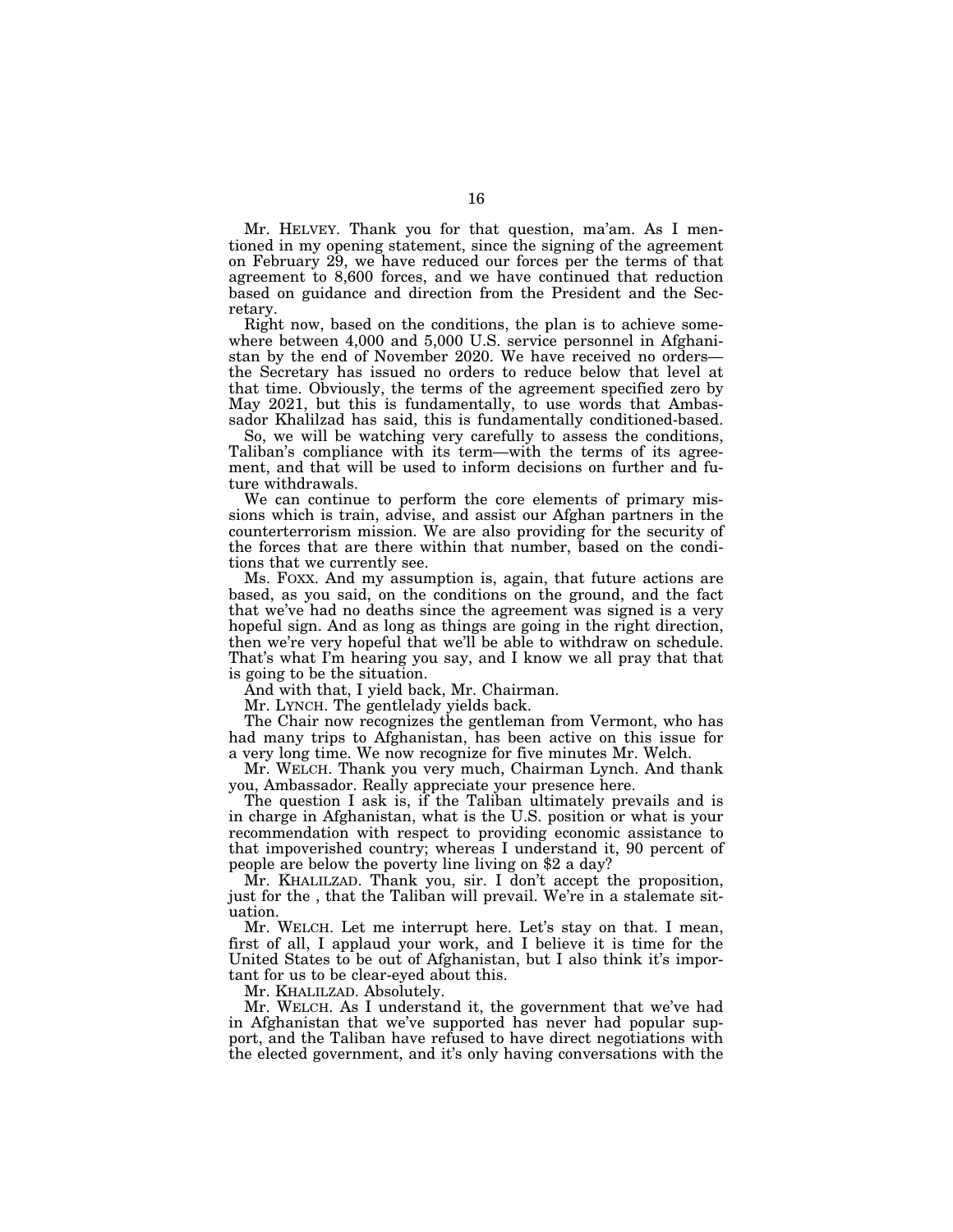Mr. HELVEY. Thank you for that question, ma'am. As I mentioned in my opening statement, since the signing of the agreement on February 29, we have reduced our forces per the terms of that agreement to 8,600 forces, and we have continued that reduction based on guidance and direction from the President and the Secretary.

Right now, based on the conditions, the plan is to achieve somewhere between 4,000 and 5,000 U.S. service personnel in Afghanistan by the end of November 2020. We have received no orders—the Secretary has issued no orders to reduce below that level at that time. Obviously, the terms of the agreement specified zero by May 2021, but this is fundamentally, to use words that Ambassador Khalilzad has said, this is fundamentally conditioned-based.

So, we will be watching very carefully to assess the conditions, Taliban's compliance with its term—with the terms of its agreement, and that will be used to inform decisions on further and future withdrawals.

We can continue to perform the core elements of primary missions which is train, advise, and assist our Afghan partners in the counterterrorism mission. We are also providing for the security of the forces that are there within that number, based on the conditions that we currently see.

Ms. FOXX. And my assumption is, again, that future actions are based, as you said, on the conditions on the ground, and the fact that we've had no deaths since the agreement was signed is a very hopeful sign. And as long as things are going in the right direction, then we're very hopeful that we'll be able to withdraw on schedule. That's what I'm hearing you say, and I know we all pray that that is going to be the situation.

And with that, I yield back, Mr. Chairman.

Mr. LYNCH. The gentlelady yields back.

The Chair now recognizes the gentleman from Vermont, who has had many trips to Afghanistan, has been active on this issue for a very long time. We now recognize for five minutes Mr. Welch.

Mr. WELCH. Thank you very much, Chairman Lynch. And thank you, Ambassador. Really appreciate your presence here.

The question I ask is, if the Taliban ultimately prevails and is in charge in Afghanistan, what is the U.S. position or what is your recommendation with respect to providing economic assistance to that impoverished country; whereas I understand it, 90 percent of people are below the poverty line living on $2 a day?

Mr. KHALILZAD. Thank you, sir. I don't accept the proposition, just for the , that the Taliban will prevail. We're in a stalemate situation.

Mr. WELCH. Let me interrupt here. Let's stay on that. I mean, first of all, I applaud your work, and I believe it is time for the United States to be out of Afghanistan, but I also think it's important for us to be clear-eyed about this.

Mr. KHALILZAD. Absolutely.

Mr. WELCH. As I understand it, the government that we've had in Afghanistan that we've supported has never had popular support, and the Taliban have refused to have direct negotiations with the elected government, and it's only having conversations with the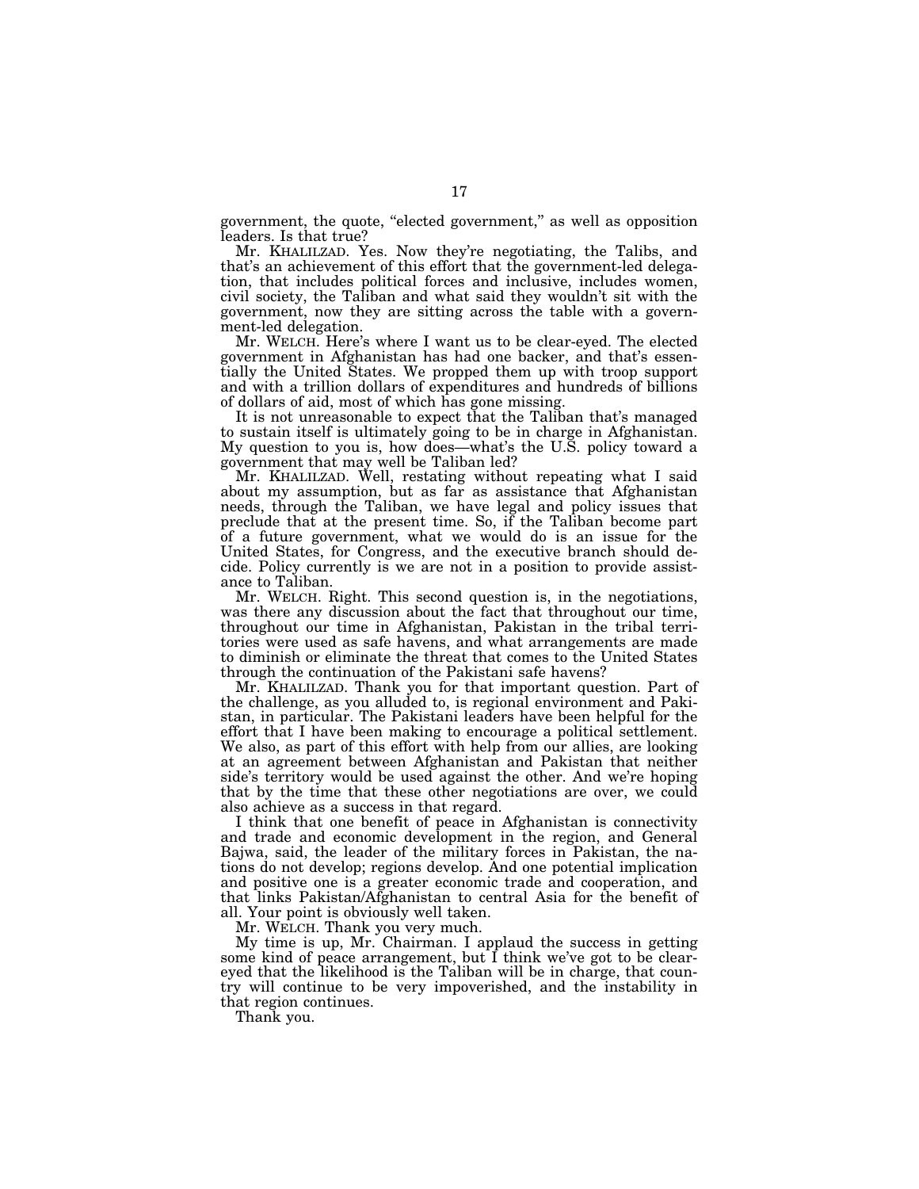government, the quote, "elected government," as well as opposition leaders. Is that true?

Mr. KHALILZAD. Yes. Now they're negotiating, the Talibs, and that's an achievement of this effort that the government-led delegation, that includes political forces and inclusive, includes women, civil society, the Taliban and what said they wouldn't sit with the government, now they are sitting across the table with a government-led delegation.

Mr. WELCH. Here's where I want us to be clear-eyed. The elected government in Afghanistan has had one backer, and that's essentially the United States. We propped them up with troop support and with a trillion dollars of expenditures and hundreds of billions of dollars of aid, most of which has gone missing.

It is not unreasonable to expect that the Taliban that's managed to sustain itself is ultimately going to be in charge in Afghanistan. My question to you is, how does—what's the U.S. policy toward a government that may well be Taliban led?

Mr. KHALILZAD. Well, restating without repeating what I said about my assumption, but as far as assistance that Afghanistan needs, through the Taliban, we have legal and policy issues that preclude that at the present time. So, if the Taliban become part of a future government, what we would do is an issue for the United States, for Congress, and the executive branch should decide. Policy currently is we are not in a position to provide assistance to Taliban.

Mr. WELCH. Right. This second question is, in the negotiations, was there any discussion about the fact that throughout our time, throughout our time in Afghanistan, Pakistan in the tribal territories were used as safe havens, and what arrangements are made to diminish or eliminate the threat that comes to the United States through the continuation of the Pakistani safe havens?

Mr. KHALILZAD. Thank you for that important question. Part of the challenge, as you alluded to, is regional environment and Pakistan, in particular. The Pakistani leaders have been helpful for the effort that I have been making to encourage a political settlement. We also, as part of this effort with help from our allies, are looking at an agreement between Afghanistan and Pakistan that neither side's territory would be used against the other. And we're hoping that by the time that these other negotiations are over, we could also achieve as a success in that regard.

I think that one benefit of peace in Afghanistan is connectivity and trade and economic development in the region, and General Bajwa, said, the leader of the military forces in Pakistan, the nations do not develop; regions develop. And one potential implication and positive one is a greater economic trade and cooperation, and that links Pakistan/Afghanistan to central Asia for the benefit of all. Your point is obviously well taken.

Mr. WELCH. Thank you very much.

My time is up, Mr. Chairman. I applaud the success in getting some kind of peace arrangement, but I think we've got to be clear-eyed that the likelihood is the Taliban will be in charge, that country will continue to be very impoverished, and the instability in that region continues.

Thank you.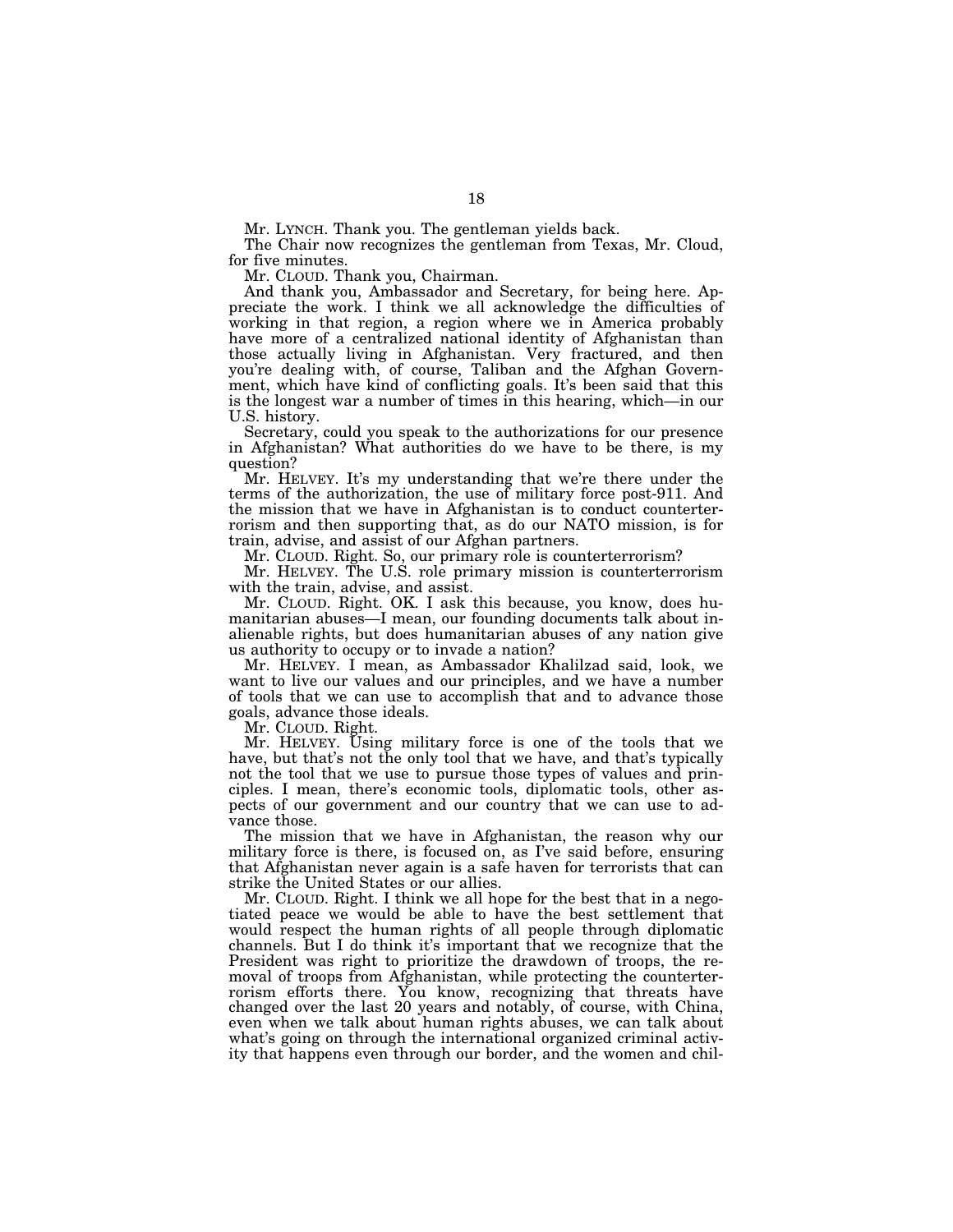Mr. LYNCH. Thank you. The gentleman yields back.

The Chair now recognizes the gentleman from Texas, Mr. Cloud, for five minutes.

Mr. CLOUD. Thank you, Chairman.

And thank you, Ambassador and Secretary, for being here. Appreciate the work. I think we all acknowledge the difficulties of working in that region, a region where we in America probably have more of a centralized national identity of Afghanistan than those actually living in Afghanistan. Very fractured, and then you're dealing with, of course, Taliban and the Afghan Government, which have kind of conflicting goals. It's been said that this is the longest war a number of times in this hearing, which—in our U.S. history.

Secretary, could you speak to the authorizations for our presence in Afghanistan? What authorities do we have to be there, is my question?

Mr. HELVEY. It's my understanding that we're there under the terms of the authorization, the use of military force post-911. And the mission that we have in Afghanistan is to conduct counterterrorism and then supporting that, as do our NATO mission, is for train, advise, and assist of our Afghan partners.

Mr. CLOUD. Right. So, our primary role is counterterrorism?

Mr. HELVEY. The U.S. role primary mission is counterterrorism with the train, advise, and assist.

Mr. CLOUD. Right. OK. I ask this because, you know, does humanitarian abuses—I mean, our founding documents talk about inalienable rights, but does humanitarian abuses of any nation give us authority to occupy or to invade a nation?

Mr. HELVEY. I mean, as Ambassador Khalilzad said, look, we want to live our values and our principles, and we have a number of tools that we can use to accomplish that and to advance those goals, advance those ideals.

Mr. CLOUD. Right.

Mr. HELVEY. Using military force is one of the tools that we have, but that's not the only tool that we have, and that's typically not the tool that we use to pursue those types of values and principles. I mean, there's economic tools, diplomatic tools, other aspects of our government and our country that we can use to advance those.

The mission that we have in Afghanistan, the reason why our military force is there, is focused on, as I've said before, ensuring that Afghanistan never again is a safe haven for terrorists that can strike the United States or our allies.

Mr. CLOUD. Right. I think we all hope for the best that in a negotiated peace we would be able to have the best settlement that would respect the human rights of all people through diplomatic channels. But I do think it's important that we recognize that the President was right to prioritize the drawdown of troops, the removal of troops from Afghanistan, while protecting the counterterrorism efforts there. You know, recognizing that threats have changed over the last 20 years and notably, of course, with China, even when we talk about human rights abuses, we can talk about what's going on through the international organized criminal activity that happens even through our border, and the women and chil-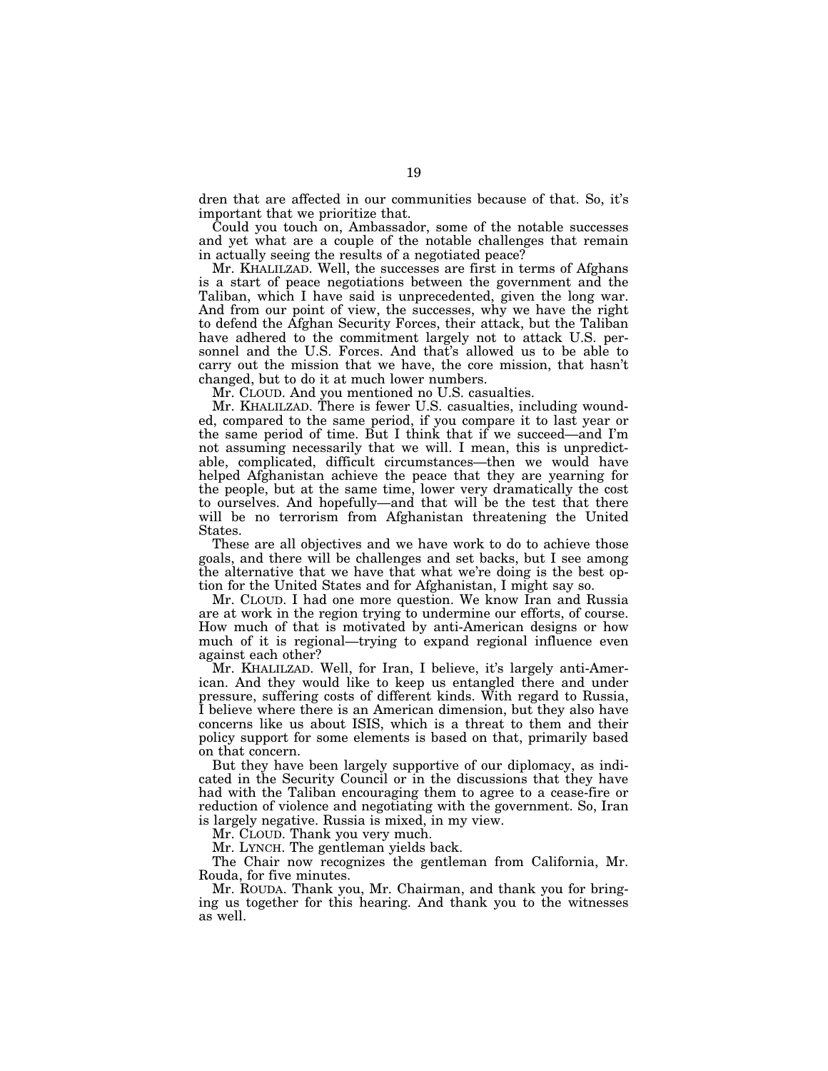dren that are affected in our communities because of that. So, it's important that we prioritize that.

Could you touch on, Ambassador, some of the notable successes and yet what are a couple of the notable challenges that remain in actually seeing the results of a negotiated peace?

Mr. KHALILZAD. Well, the successes are first in terms of Afghans is a start of peace negotiations between the government and the Taliban, which I have said is unprecedented, given the long war. And from our point of view, the successes, why we have the right to defend the Afghan Security Forces, their attack, but the Taliban have adhered to the commitment largely not to attack U.S. personnel and the U.S. Forces. And that's allowed us to be able to carry out the mission that we have, the core mission, that hasn't changed, but to do it at much lower numbers.

Mr. CLOUD. And you mentioned no U.S. casualties.

Mr. KHALILZAD. There is fewer U.S. casualties, including wounded, compared to the same period, if you compare it to last year or the same period of time. But I think that if we succeed—and I'm not assuming necessarily that we will. I mean, this is unpredictable, complicated, difficult circumstances—then we would have helped Afghanistan achieve the peace that they are yearning for the people, but at the same time, lower very dramatically the cost to ourselves. And hopefully—and that will be the test that there will be no terrorism from Afghanistan threatening the United States.

These are all objectives and we have work to do to achieve those goals, and there will be challenges and set backs, but I see among the alternative that we have that what we're doing is the best option for the United States and for Afghanistan, I might say so.

Mr. CLOUD. I had one more question. We know Iran and Russia are at work in the region trying to undermine our efforts, of course. How much of that is motivated by anti-American designs or how much of it is regional—trying to expand regional influence even against each other?

Mr. KHALILZAD. Well, for Iran, I believe, it's largely anti-American. And they would like to keep us entangled there and under pressure, suffering costs of different kinds. With regard to Russia, I believe where there is an American dimension, but they also have concerns like us about ISIS, which is a threat to them and their policy support for some elements is based on that, primarily based on that concern.

But they have been largely supportive of our diplomacy, as indicated in the Security Council or in the discussions that they have had with the Taliban encouraging them to agree to a cease-fire or reduction of violence and negotiating with the government. So, Iran is largely negative. Russia is mixed, in my view.

Mr. CLOUD. Thank you very much.

Mr. LYNCH. The gentleman yields back.

The Chair now recognizes the gentleman from California, Mr. Rouda, for five minutes.

Mr. ROUDA. Thank you, Mr. Chairman, and thank you for bringing us together for this hearing. And thank you to the witnesses as well.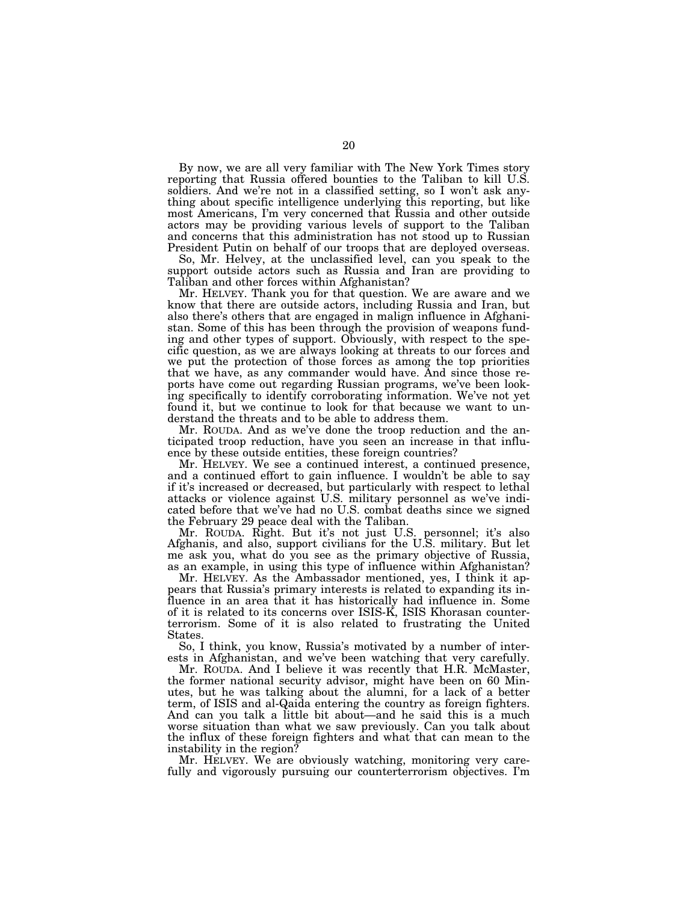By now, we are all very familiar with The New York Times story reporting that Russia offered bounties to the Taliban to kill U.S. soldiers. And we're not in a classified setting, so I won't ask anything about specific intelligence underlying this reporting, but like most Americans, I'm very concerned that Russia and other outside actors may be providing various levels of support to the Taliban and concerns that this administration has not stood up to Russian President Putin on behalf of our troops that are deployed overseas.

So, Mr. Helvey, at the unclassified level, can you speak to the support outside actors such as Russia and Iran are providing to Taliban and other forces within Afghanistan?

Mr. HELVEY. Thank you for that question. We are aware and we know that there are outside actors, including Russia and Iran, but also there's others that are engaged in malign influence in Afghanistan. Some of this has been through the provision of weapons funding and other types of support. Obviously, with respect to the specific question, as we are always looking at threats to our forces and we put the protection of those forces as among the top priorities that we have, as any commander would have. And since those reports have come out regarding Russian programs, we've been looking specifically to identify corroborating information. We've not yet found it, but we continue to look for that because we want to understand the threats and to be able to address them.

Mr. ROUDA. And as we've done the troop reduction and the anticipated troop reduction, have you seen an increase in that influence by these outside entities, these foreign countries?

Mr. HELVEY. We see a continued interest, a continued presence, and a continued effort to gain influence. I wouldn't be able to say if it's increased or decreased, but particularly with respect to lethal attacks or violence against U.S. military personnel as we've indicated before that we've had no U.S. combat deaths since we signed the February 29 peace deal with the Taliban.

Mr. ROUDA. Right. But it's not just U.S. personnel; it's also Afghanis, and also, support civilians for the U.S. military. But let me ask you, what do you see as the primary objective of Russia, as an example, in using this type of influence within Afghanistan?

Mr. HELVEY. As the Ambassador mentioned, yes, I think it appears that Russia's primary interests is related to expanding its influence in an area that it has historically had influence in. Some of it is related to its concerns over ISIS-K, ISIS Khorasan counterterrorism. Some of it is also related to frustrating the United States.

So, I think, you know, Russia's motivated by a number of interests in Afghanistan, and we've been watching that very carefully.

Mr. ROUDA. And I believe it was recently that H.R. McMaster, the former national security advisor, might have been on 60 Minutes, but he was talking about the alumni, for a lack of a better term, of ISIS and al-Qaida entering the country as foreign fighters. And can you talk a little bit about—and he said this is a much worse situation than what we saw previously. Can you talk about the influx of these foreign fighters and what that can mean to the instability in the region?

Mr. HELVEY. We are obviously watching, monitoring very carefully and vigorously pursuing our counterterrorism objectives. I'm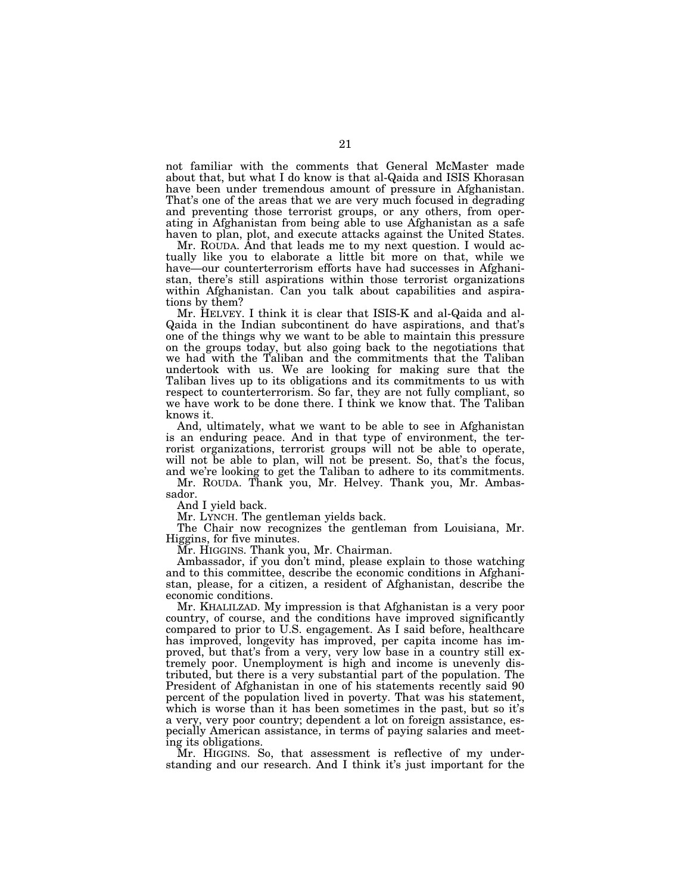not familiar with the comments that General McMaster made about that, but what I do know is that al-Qaida and ISIS Khorasan have been under tremendous amount of pressure in Afghanistan. That's one of the areas that we are very much focused in degrading and preventing those terrorist groups, or any others, from operating in Afghanistan from being able to use Afghanistan as a safe haven to plan, plot, and execute attacks against the United States.

Mr. ROUDA. And that leads me to my next question. I would actually like you to elaborate a little bit more on that, while we have—our counterterrorism efforts have had successes in Afghanistan, there's still aspirations within those terrorist organizations within Afghanistan. Can you talk about capabilities and aspirations by them?

Mr. HELVEY. I think it is clear that ISIS-K and al-Qaida and al-Qaida in the Indian subcontinent do have aspirations, and that's one of the things why we want to be able to maintain this pressure on the groups today, but also going back to the negotiations that we had with the Taliban and the commitments that the Taliban undertook with us. We are looking for making sure that the Taliban lives up to its obligations and its commitments to us with respect to counterterrorism. So far, they are not fully compliant, so we have work to be done there. I think we know that. The Taliban knows it.

And, ultimately, what we want to be able to see in Afghanistan is an enduring peace. And in that type of environment, the terrorist organizations, terrorist groups will not be able to operate, will not be able to plan, will not be present. So, that's the focus, and we're looking to get the Taliban to adhere to its commitments.

Mr. ROUDA. Thank you, Mr. Helvey. Thank you, Mr. Ambassador.

And I yield back.

Mr. LYNCH. The gentleman yields back.

The Chair now recognizes the gentleman from Louisiana, Mr. Higgins, for five minutes.

Mr. HIGGINS. Thank you, Mr. Chairman.

Ambassador, if you don't mind, please explain to those watching and to this committee, describe the economic conditions in Afghanistan, please, for a citizen, a resident of Afghanistan, describe the economic conditions.

Mr. KHALILZAD. My impression is that Afghanistan is a very poor country, of course, and the conditions have improved significantly compared to prior to U.S. engagement. As I said before, healthcare has improved, longevity has improved, per capita income has improved, but that's from a very, very low base in a country still extremely poor. Unemployment is high and income is unevenly distributed, but there is a very substantial part of the population. The President of Afghanistan in one of his statements recently said 90 percent of the population lived in poverty. That was his statement, which is worse than it has been sometimes in the past, but so it's a very, very poor country; dependent a lot on foreign assistance, especially American assistance, in terms of paying salaries and meeting its obligations.

Mr. HIGGINS. So, that assessment is reflective of my understanding and our research. And I think it's just important for the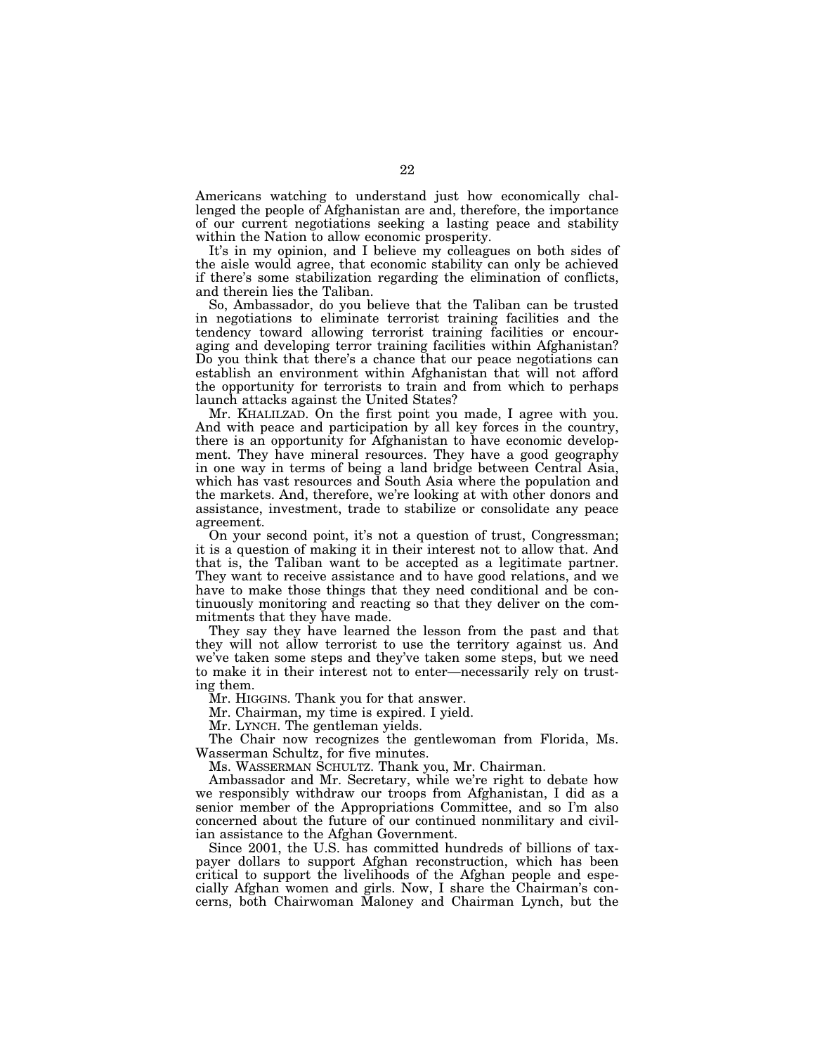Americans watching to understand just how economically challenged the people of Afghanistan are and, therefore, the importance of our current negotiations seeking a lasting peace and stability within the Nation to allow economic prosperity.

It's in my opinion, and I believe my colleagues on both sides of the aisle would agree, that economic stability can only be achieved if there's some stabilization regarding the elimination of conflicts, and therein lies the Taliban.

So, Ambassador, do you believe that the Taliban can be trusted in negotiations to eliminate terrorist training facilities and the tendency toward allowing terrorist training facilities or encouraging and developing terror training facilities within Afghanistan? Do you think that there's a chance that our peace negotiations can establish an environment within Afghanistan that will not afford the opportunity for terrorists to train and from which to perhaps launch attacks against the United States?

Mr. KHALILZAD. On the first point you made, I agree with you. And with peace and participation by all key forces in the country, there is an opportunity for Afghanistan to have economic development. They have mineral resources. They have a good geography in one way in terms of being a land bridge between Central Asia, which has vast resources and South Asia where the population and the markets. And, therefore, we're looking at with other donors and assistance, investment, trade to stabilize or consolidate any peace agreement.

On your second point, it's not a question of trust, Congressman; it is a question of making it in their interest not to allow that. And that is, the Taliban want to be accepted as a legitimate partner. They want to receive assistance and to have good relations, and we have to make those things that they need conditional and be continuously monitoring and reacting so that they deliver on the commitments that they have made.

They say they have learned the lesson from the past and that they will not allow terrorist to use the territory against us. And we've taken some steps and they've taken some steps, but we need to make it in their interest not to enter—necessarily rely on trusting them.

Mr. HIGGINS. Thank you for that answer.

Mr. Chairman, my time is expired. I yield.

Mr. LYNCH. The gentleman yields.

The Chair now recognizes the gentlewoman from Florida, Ms. Wasserman Schultz, for five minutes.

Ms. WASSERMAN SCHULTZ. Thank you, Mr. Chairman.

Ambassador and Mr. Secretary, while we're right to debate how we responsibly withdraw our troops from Afghanistan, I did as a senior member of the Appropriations Committee, and so I'm also concerned about the future of our continued nonmilitary and civilian assistance to the Afghan Government.

Since 2001, the U.S. has committed hundreds of billions of taxpayer dollars to support Afghan reconstruction, which has been critical to support the livelihoods of the Afghan people and especially Afghan women and girls. Now, I share the Chairman's concerns, both Chairwoman Maloney and Chairman Lynch, but the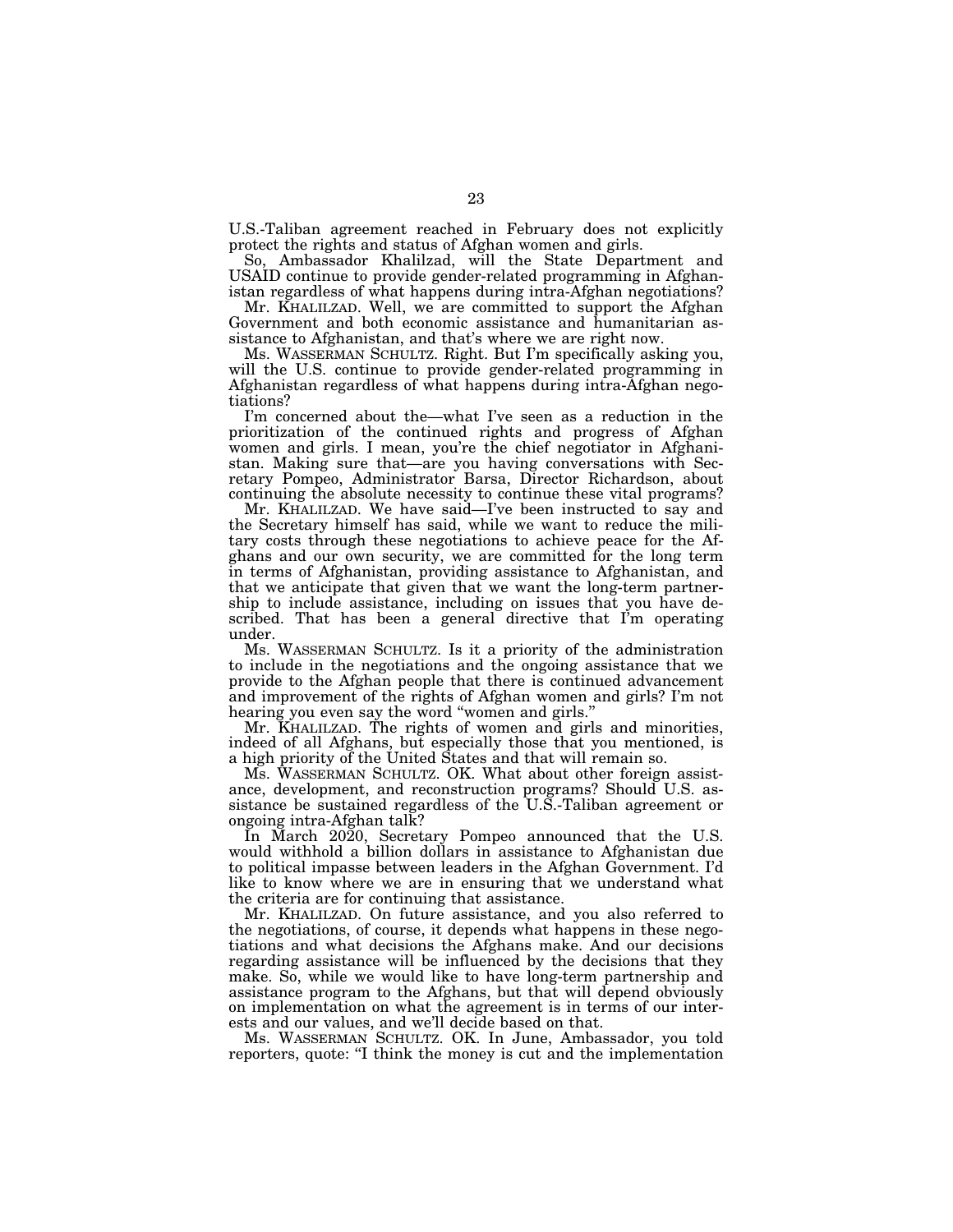U.S.-Taliban agreement reached in February does not explicitly protect the rights and status of Afghan women and girls.

So, Ambassador Khalilzad, will the State Department and USAID continue to provide gender-related programming in Afghanistan regardless of what happens during intra-Afghan negotiations?

Mr. KHALILZAD. Well, we are committed to support the Afghan Government and both economic assistance and humanitarian assistance to Afghanistan, and that's where we are right now.

Ms. WASSERMAN SCHULTZ. Right. But I'm specifically asking you, will the U.S. continue to provide gender-related programming in Afghanistan regardless of what happens during intra-Afghan negotiations?

I'm concerned about the—what I've seen as a reduction in the prioritization of the continued rights and progress of Afghan women and girls. I mean, you're the chief negotiator in Afghanistan. Making sure that—are you having conversations with Secretary Pompeo, Administrator Barsa, Director Richardson, about continuing the absolute necessity to continue these vital programs?

Mr. KHALILZAD. We have said—I've been instructed to say and the Secretary himself has said, while we want to reduce the military costs through these negotiations to achieve peace for the Afghans and our own security, we are committed for the long term in terms of Afghanistan, providing assistance to Afghanistan, and that we anticipate that given that we want the long-term partnership to include assistance, including on issues that you have described. That has been a general directive that I'm operating under.

Ms. WASSERMAN SCHULTZ. Is it a priority of the administration to include in the negotiations and the ongoing assistance that we provide to the Afghan people that there is continued advancement and improvement of the rights of Afghan women and girls? I'm not hearing you even say the word "women and girls."

Mr. KHALILZAD. The rights of women and girls and minorities, indeed of all Afghans, but especially those that you mentioned, is a high priority of the United States and that will remain so.

Ms. WASSERMAN SCHULTZ. OK. What about other foreign assistance, development, and reconstruction programs? Should U.S. assistance be sustained regardless of the U.S.-Taliban agreement or ongoing intra-Afghan talk?

In March 2020, Secretary Pompeo announced that the U.S. would withhold a billion dollars in assistance to Afghanistan due to political impasse between leaders in the Afghan Government. I'd like to know where we are in ensuring that we understand what the criteria are for continuing that assistance.

Mr. KHALILZAD. On future assistance, and you also referred to the negotiations, of course, it depends what happens in these negotiations and what decisions the Afghans make. And our decisions regarding assistance will be influenced by the decisions that they make. So, while we would like to have long-term partnership and assistance program to the Afghans, but that will depend obviously on implementation on what the agreement is in terms of our interests and our values, and we'll decide based on that.

Ms. WASSERMAN SCHULTZ. OK. In June, Ambassador, you told reporters, quote: "I think the money is cut and the implementation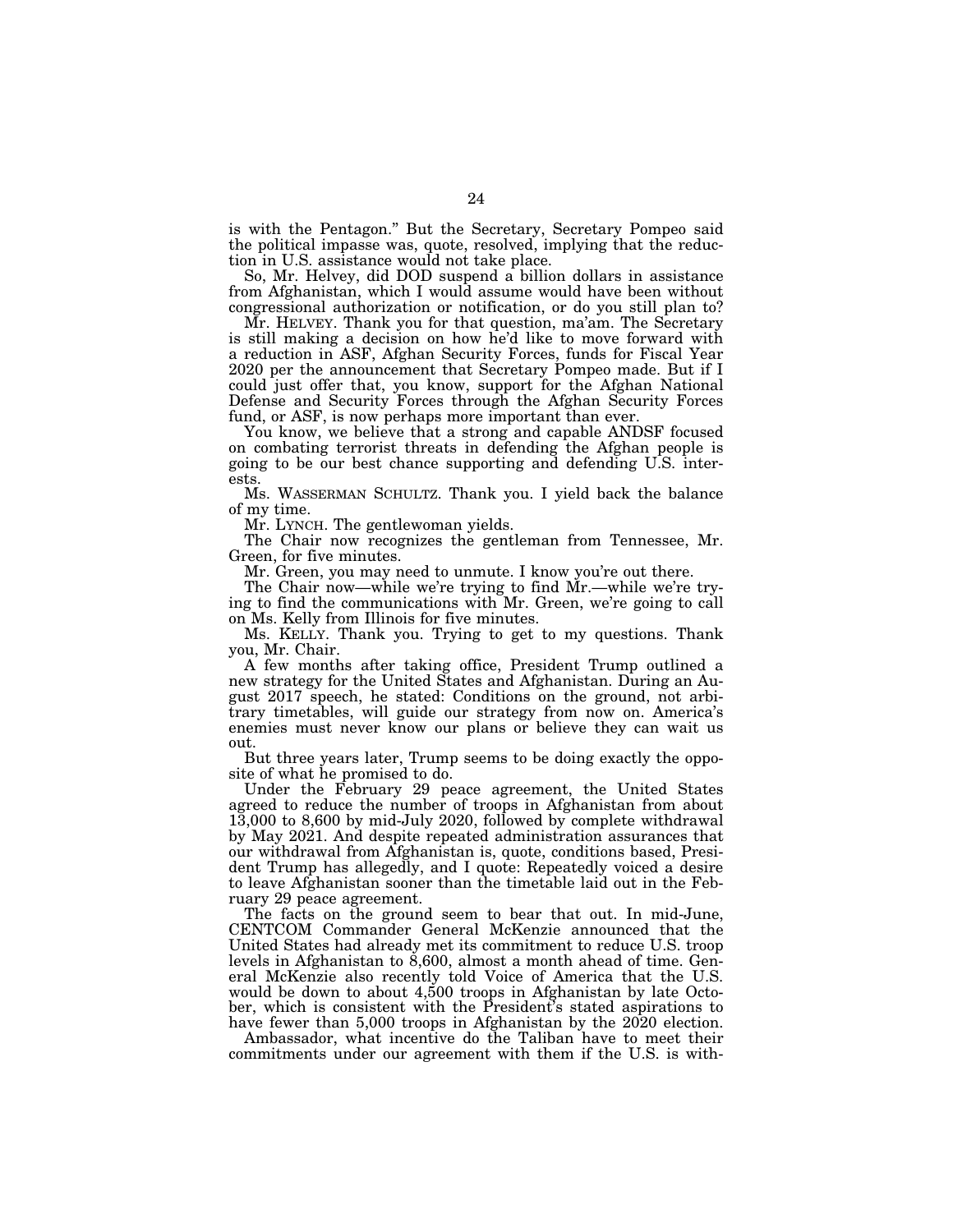is with the Pentagon." But the Secretary, Secretary Pompeo said the political impasse was, quote, resolved, implying that the reduction in U.S. assistance would not take place.

So, Mr. Helvey, did DOD suspend a billion dollars in assistance from Afghanistan, which I would assume would have been without congressional authorization or notification, or do you still plan to?

Mr. HELVEY. Thank you for that question, ma'am. The Secretary is still making a decision on how he'd like to move forward with a reduction in ASF, Afghan Security Forces, funds for Fiscal Year 2020 per the announcement that Secretary Pompeo made. But if I could just offer that, you know, support for the Afghan National Defense and Security Forces through the Afghan Security Forces fund, or ASF, is now perhaps more important than ever.

You know, we believe that a strong and capable ANDSF focused on combating terrorist threats in defending the Afghan people is going to be our best chance supporting and defending U.S. interests.

Ms. WASSERMAN SCHULTZ. Thank you. I yield back the balance of my time.

Mr. LYNCH. The gentlewoman yields.

The Chair now recognizes the gentleman from Tennessee, Mr. Green, for five minutes.

Mr. Green, you may need to unmute. I know you're out there.

The Chair now—while we're trying to find Mr.—while we're trying to find the communications with Mr. Green, we're going to call on Ms. Kelly from Illinois for five minutes.

Ms. KELLY. Thank you. Trying to get to my questions. Thank you, Mr. Chair.

A few months after taking office, President Trump outlined a new strategy for the United States and Afghanistan. During an August 2017 speech, he stated: Conditions on the ground, not arbitrary timetables, will guide our strategy from now on. America's enemies must never know our plans or believe they can wait us out.

But three years later, Trump seems to be doing exactly the opposite of what he promised to do.

Under the February 29 peace agreement, the United States agreed to reduce the number of troops in Afghanistan from about 13,000 to 8,600 by mid-July 2020, followed by complete withdrawal by May 2021. And despite repeated administration assurances that our withdrawal from Afghanistan is, quote, conditions based, President Trump has allegedly, and I quote: Repeatedly voiced a desire to leave Afghanistan sooner than the timetable laid out in the February 29 peace agreement.

The facts on the ground seem to bear that out. In mid-June, CENTCOM Commander General McKenzie announced that the United States had already met its commitment to reduce U.S. troop levels in Afghanistan to 8,600, almost a month ahead of time. General McKenzie also recently told Voice of America that the U.S. would be down to about 4,500 troops in Afghanistan by late October, which is consistent with the President's stated aspirations to have fewer than 5,000 troops in Afghanistan by the 2020 election.

Ambassador, what incentive do the Taliban have to meet their commitments under our agreement with them if the U.S. is with-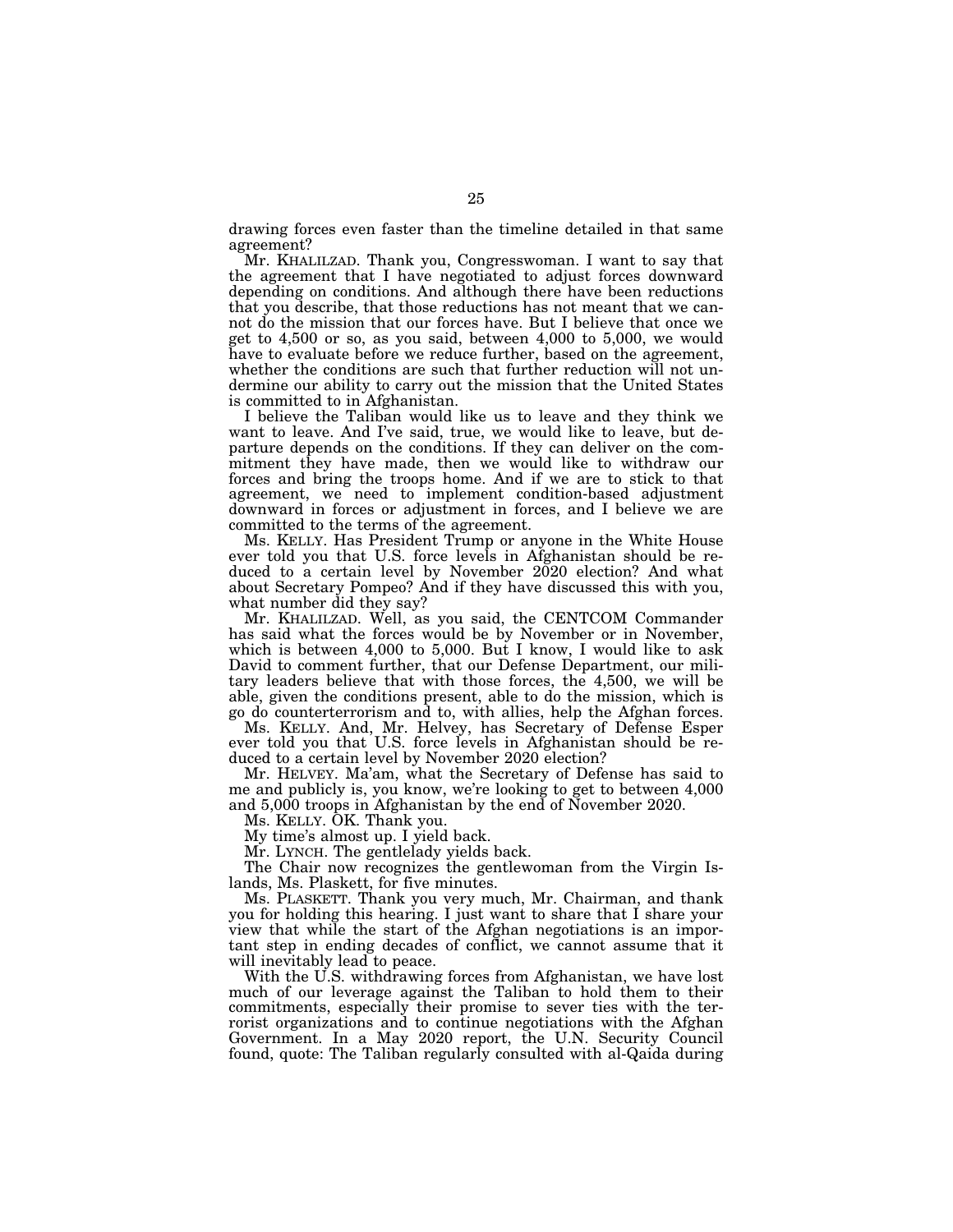drawing forces even faster than the timeline detailed in that same agreement?

Mr. KHALILZAD. Thank you, Congresswoman. I want to say that the agreement that I have negotiated to adjust forces downward depending on conditions. And although there have been reductions that you describe, that those reductions has not meant that we cannot do the mission that our forces have. But I believe that once we get to 4,500 or so, as you said, between 4,000 to 5,000, we would have to evaluate before we reduce further, based on the agreement, whether the conditions are such that further reduction will not undermine our ability to carry out the mission that the United States is committed to in Afghanistan.

I believe the Taliban would like us to leave and they think we want to leave. And I've said, true, we would like to leave, but departure depends on the conditions. If they can deliver on the commitment they have made, then we would like to withdraw our forces and bring the troops home. And if we are to stick to that agreement, we need to implement condition-based adjustment downward in forces or adjustment in forces, and I believe we are committed to the terms of the agreement.

Ms. KELLY. Has President Trump or anyone in the White House ever told you that U.S. force levels in Afghanistan should be reduced to a certain level by November 2020 election? And what about Secretary Pompeo? And if they have discussed this with you, what number did they say?

Mr. KHALILZAD. Well, as you said, the CENTCOM Commander has said what the forces would be by November or in November, which is between 4,000 to 5,000. But I know, I would like to ask David to comment further, that our Defense Department, our military leaders believe that with those forces, the 4,500, we will be able, given the conditions present, able to do the mission, which is go do counterterrorism and to, with allies, help the Afghan forces.

Ms. KELLY. And, Mr. Helvey, has Secretary of Defense Esper ever told you that U.S. force levels in Afghanistan should be reduced to a certain level by November 2020 election?

Mr. HELVEY. Ma'am, what the Secretary of Defense has said to me and publicly is, you know, we're looking to get to between 4,000 and 5,000 troops in Afghanistan by the end of November 2020.

Ms. KELLY. OK. Thank you.

My time's almost up. I yield back.

Mr. LYNCH. The gentlelady yields back.

The Chair now recognizes the gentlewoman from the Virgin Islands, Ms. Plaskett, for five minutes.

Ms. PLASKETT. Thank you very much, Mr. Chairman, and thank you for holding this hearing. I just want to share that I share your view that while the start of the Afghan negotiations is an important step in ending decades of conflict, we cannot assume that it will inevitably lead to peace.

With the U.S. withdrawing forces from Afghanistan, we have lost much of our leverage against the Taliban to hold them to their commitments, especially their promise to sever ties with the terrorist organizations and to continue negotiations with the Afghan Government. In a May 2020 report, the U.N. Security Council found, quote: The Taliban regularly consulted with al-Qaida during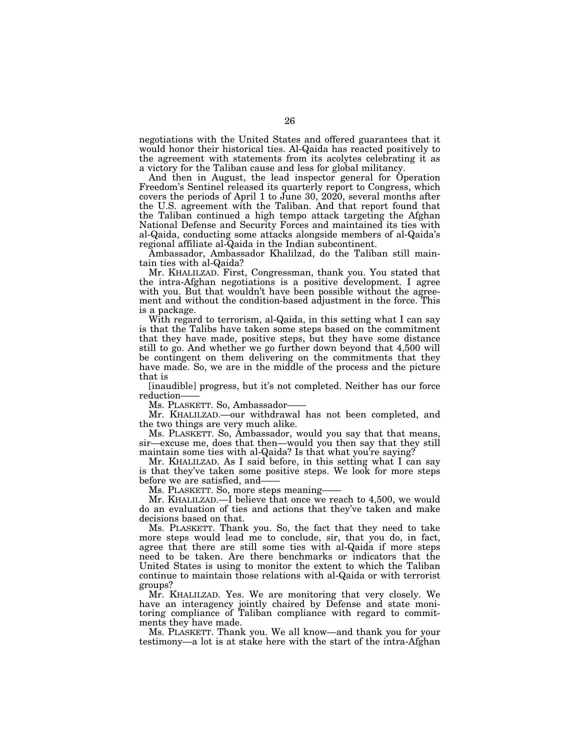negotiations with the United States and offered guarantees that it would honor their historical ties. Al-Qaida has reacted positively to the agreement with statements from its acolytes celebrating it as a victory for the Taliban cause and less for global militancy.

And then in August, the lead inspector general for Operation Freedom's Sentinel released its quarterly report to Congress, which covers the periods of April 1 to June 30, 2020, several months after the U.S. agreement with the Taliban. And that report found that the Taliban continued a high tempo attack targeting the Afghan National Defense and Security Forces and maintained its ties with al-Qaida, conducting some attacks alongside members of al-Qaida's regional affiliate al-Qaida in the Indian subcontinent.

Ambassador, Ambassador Khalilzad, do the Taliban still maintain ties with al-Qaida?

Mr. KHALILZAD. First, Congressman, thank you. You stated that the intra-Afghan negotiations is a positive development. I agree with you. But that wouldn't have been possible without the agreement and without the condition-based adjustment in the force. This is a package.

With regard to terrorism, al-Qaida, in this setting what I can say is that the Talibs have taken some steps based on the commitment that they have made, positive steps, but they have some distance still to go. And whether we go further down beyond that 4,500 will be contingent on them delivering on the commitments that they have made. So, we are in the middle of the process and the picture that is

[inaudible] progress, but it's not completed. Neither has our force reduction——

Ms. PLASKETT. So, Ambassador——

Mr. KHALILZAD.—our withdrawal has not been completed, and the two things are very much alike.

Ms. PLASKETT. So, Ambassador, would you say that that means, sir—excuse me, does that then—would you then say that they still maintain some ties with al-Qaida? Is that what you're saying?

Mr. KHALILZAD. As I said before, in this setting what I can say is that they've taken some positive steps. We look for more steps before we are satisfied, and——

Ms. PLASKETT. So, more steps meaning——

Mr. KHALILZAD.—I believe that once we reach to 4,500, we would do an evaluation of ties and actions that they've taken and make decisions based on that.

Ms. PLASKETT. Thank you. So, the fact that they need to take more steps would lead me to conclude, sir, that you do, in fact, agree that there are still some ties with al-Qaida if more steps need to be taken. Are there benchmarks or indicators that the United States is using to monitor the extent to which the Taliban continue to maintain those relations with al-Qaida or with terrorist groups?

Mr. KHALILZAD. Yes. We are monitoring that very closely. We have an interagency jointly chaired by Defense and state monitoring compliance of Taliban compliance with regard to commitments they have made.

Ms. PLASKETT. Thank you. We all know—and thank you for your testimony—a lot is at stake here with the start of the intra-Afghan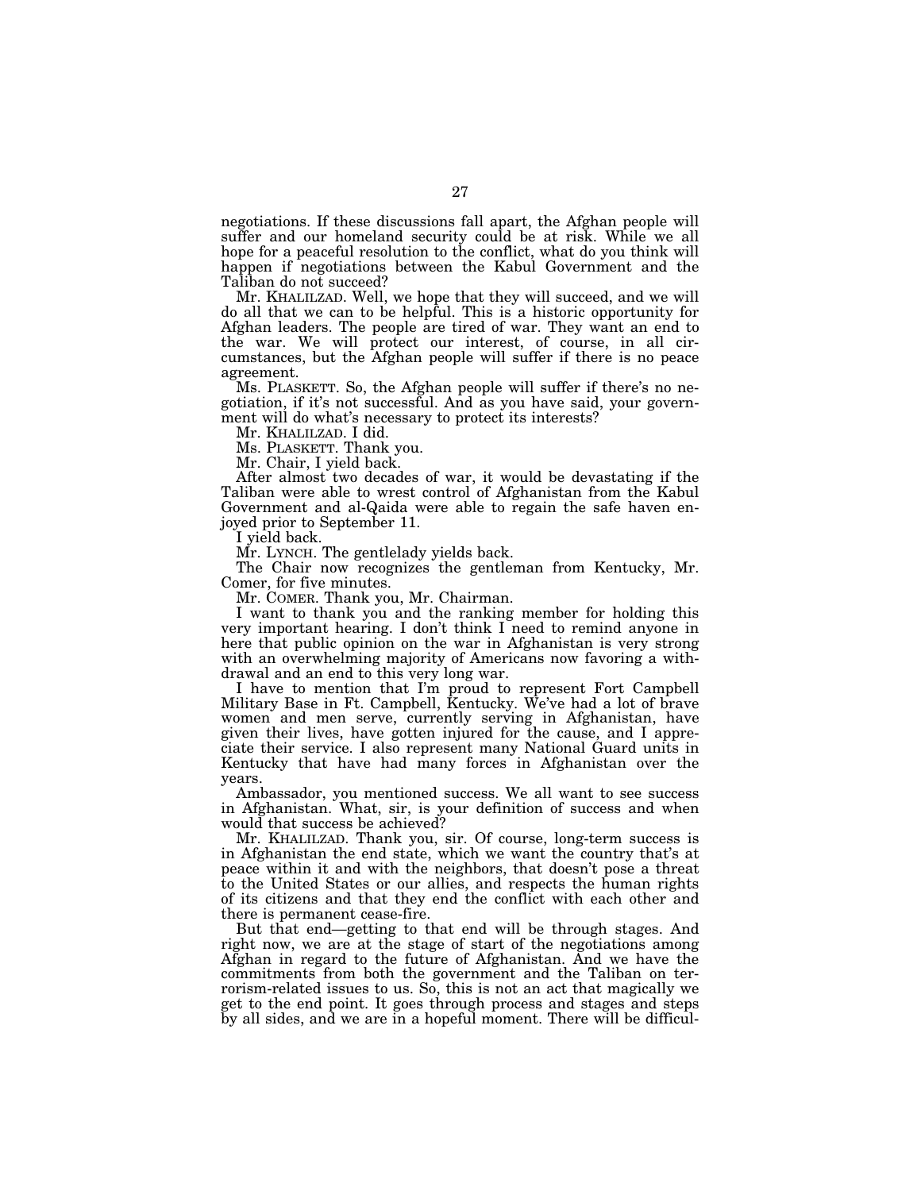negotiations. If these discussions fall apart, the Afghan people will suffer and our homeland security could be at risk. While we all hope for a peaceful resolution to the conflict, what do you think will happen if negotiations between the Kabul Government and the Taliban do not succeed?

Mr. KHALILZAD. Well, we hope that they will succeed, and we will do all that we can to be helpful. This is a historic opportunity for Afghan leaders. The people are tired of war. They want an end to the war. We will protect our interest, of course, in all circumstances, but the Afghan people will suffer if there is no peace agreement.

Ms. PLASKETT. So, the Afghan people will suffer if there's no negotiation, if it's not successful. And as you have said, your government will do what's necessary to protect its interests?

Mr. KHALILZAD. I did.

Ms. PLASKETT. Thank you.

Mr. Chair, I yield back.

After almost two decades of war, it would be devastating if the Taliban were able to wrest control of Afghanistan from the Kabul Government and al-Qaida were able to regain the safe haven enjoyed prior to September 11.

I yield back.

Mr. LYNCH. The gentlelady yields back.

The Chair now recognizes the gentleman from Kentucky, Mr. Comer, for five minutes.

Mr. COMER. Thank you, Mr. Chairman.

I want to thank you and the ranking member for holding this very important hearing. I don't think I need to remind anyone in here that public opinion on the war in Afghanistan is very strong with an overwhelming majority of Americans now favoring a withdrawal and an end to this very long war.

I have to mention that I'm proud to represent Fort Campbell Military Base in Ft. Campbell, Kentucky. We've had a lot of brave women and men serve, currently serving in Afghanistan, have given their lives, have gotten injured for the cause, and I appreciate their service. I also represent many National Guard units in Kentucky that have had many forces in Afghanistan over the years.

Ambassador, you mentioned success. We all want to see success in Afghanistan. What, sir, is your definition of success and when would that success be achieved?

Mr. KHALILZAD. Thank you, sir. Of course, long-term success is in Afghanistan the end state, which we want the country that's at peace within it and with the neighbors, that doesn't pose a threat to the United States or our allies, and respects the human rights of its citizens and that they end the conflict with each other and there is permanent cease-fire.

But that end—getting to that end will be through stages. And right now, we are at the stage of start of the negotiations among Afghan in regard to the future of Afghanistan. And we have the commitments from both the government and the Taliban on terrorism-related issues to us. So, this is not an act that magically we get to the end point. It goes through process and stages and steps by all sides, and we are in a hopeful moment. There will be difficul-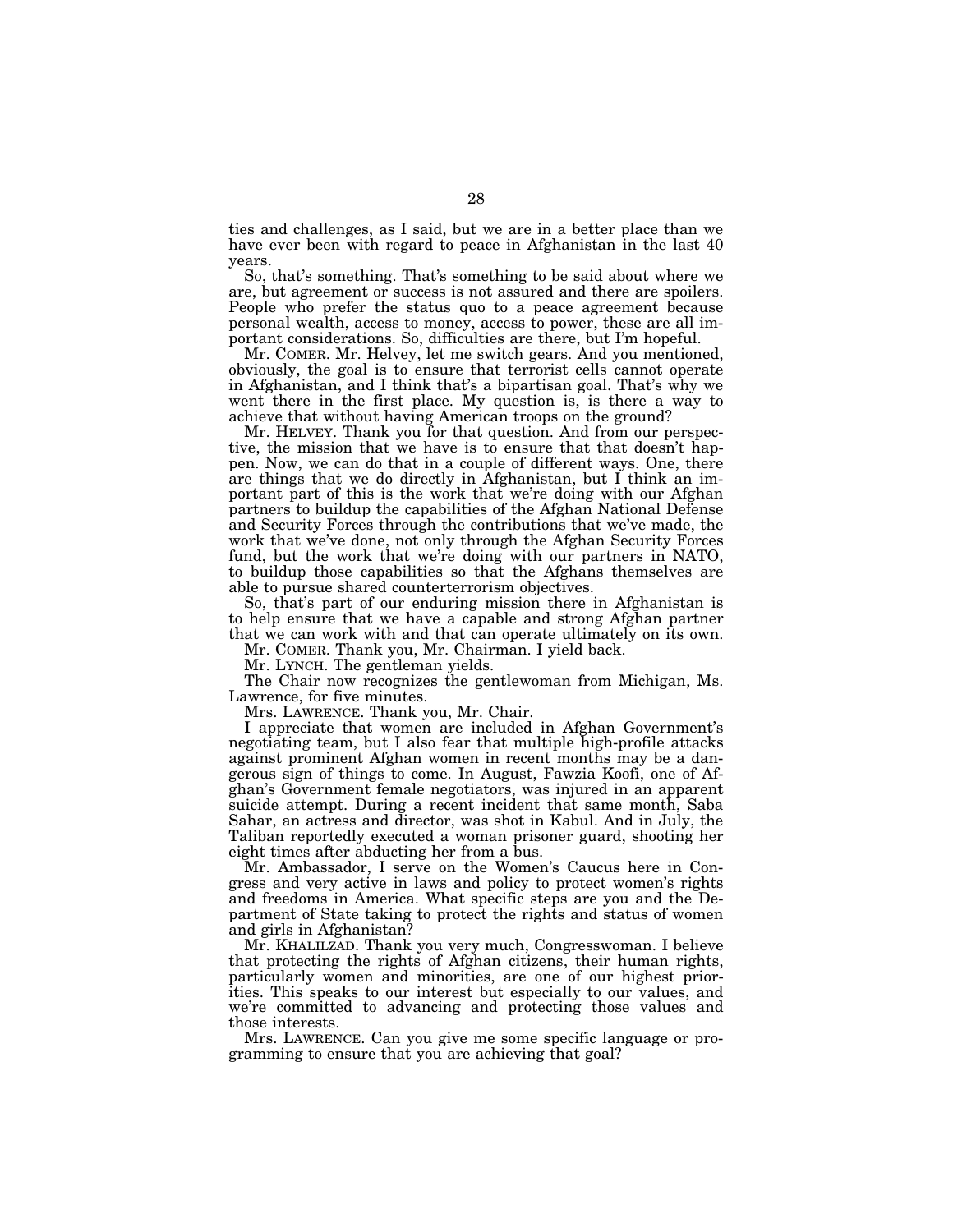ties and challenges, as I said, but we are in a better place than we have ever been with regard to peace in Afghanistan in the last 40 years.

So, that's something. That's something to be said about where we are, but agreement or success is not assured and there are spoilers. People who prefer the status quo to a peace agreement because personal wealth, access to money, access to power, these are all important considerations. So, difficulties are there, but I'm hopeful.

Mr. COMER. Mr. Helvey, let me switch gears. And you mentioned, obviously, the goal is to ensure that terrorist cells cannot operate in Afghanistan, and I think that's a bipartisan goal. That's why we went there in the first place. My question is, is there a way to achieve that without having American troops on the ground?

Mr. HELVEY. Thank you for that question. And from our perspective, the mission that we have is to ensure that that doesn't happen. Now, we can do that in a couple of different ways. One, there are things that we do directly in Afghanistan, but I think an important part of this is the work that we're doing with our Afghan partners to buildup the capabilities of the Afghan National Defense and Security Forces through the contributions that we've made, the work that we've done, not only through the Afghan Security Forces fund, but the work that we're doing with our partners in NATO, to buildup those capabilities so that the Afghans themselves are able to pursue shared counterterrorism objectives.

So, that's part of our enduring mission there in Afghanistan is to help ensure that we have a capable and strong Afghan partner that we can work with and that can operate ultimately on its own.

Mr. COMER. Thank you, Mr. Chairman. I yield back.

Mr. LYNCH. The gentleman yields.

The Chair now recognizes the gentlewoman from Michigan, Ms. Lawrence, for five minutes.

Mrs. LAWRENCE. Thank you, Mr. Chair.

I appreciate that women are included in Afghan Government's negotiating team, but I also fear that multiple high-profile attacks against prominent Afghan women in recent months may be a dangerous sign of things to come. In August, Fawzia Koofi, one of Afghan's Government female negotiators, was injured in an apparent suicide attempt. During a recent incident that same month, Saba Sahar, an actress and director, was shot in Kabul. And in July, the Taliban reportedly executed a woman prisoner guard, shooting her eight times after abducting her from a bus.

Mr. Ambassador, I serve on the Women's Caucus here in Congress and very active in laws and policy to protect women's rights and freedoms in America. What specific steps are you and the Department of State taking to protect the rights and status of women and girls in Afghanistan?

Mr. KHALILZAD. Thank you very much, Congresswoman. I believe that protecting the rights of Afghan citizens, their human rights, particularly women and minorities, are one of our highest priorities. This speaks to our interest but especially to our values, and we're committed to advancing and protecting those values and those interests.

Mrs. LAWRENCE. Can you give me some specific language or programming to ensure that you are achieving that goal?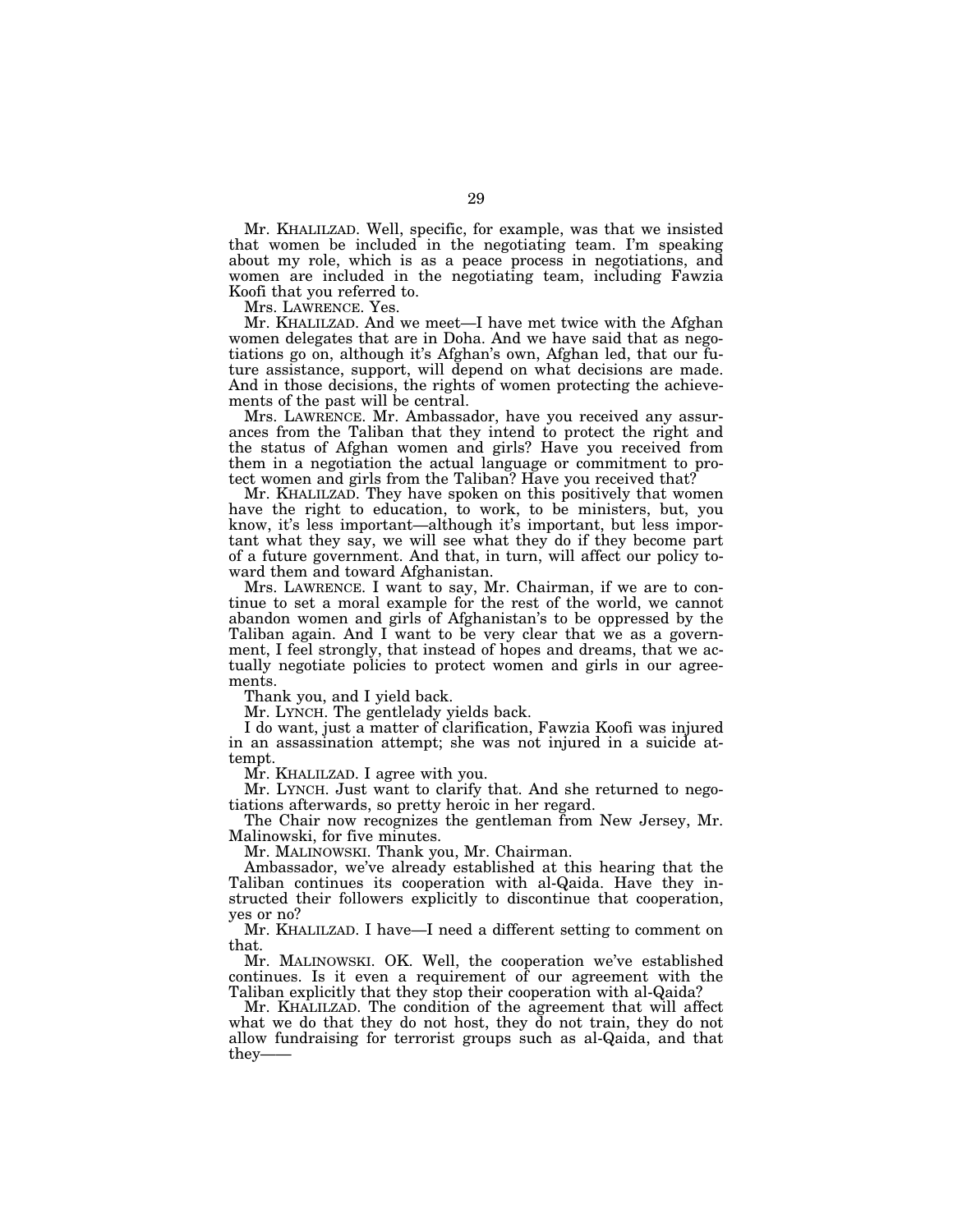Mr. KHALILZAD. Well, specific, for example, was that we insisted that women be included in the negotiating team. I'm speaking about my role, which is as a peace process in negotiations, and women are included in the negotiating team, including Fawzia Koofi that you referred to.

Mrs. LAWRENCE. Yes.

Mr. KHALILZAD. And we meet—I have met twice with the Afghan women delegates that are in Doha. And we have said that as negotiations go on, although it's Afghan's own, Afghan led, that our future assistance, support, will depend on what decisions are made. And in those decisions, the rights of women protecting the achievements of the past will be central.

Mrs. LAWRENCE. Mr. Ambassador, have you received any assurances from the Taliban that they intend to protect the right and the status of Afghan women and girls? Have you received from them in a negotiation the actual language or commitment to protect women and girls from the Taliban? Have you received that?

Mr. KHALILZAD. They have spoken on this positively that women have the right to education, to work, to be ministers, but, you know, it's less important—although it's important, but less important what they say, we will see what they do if they become part of a future government. And that, in turn, will affect our policy toward them and toward Afghanistan.

Mrs. LAWRENCE. I want to say, Mr. Chairman, if we are to continue to set a moral example for the rest of the world, we cannot abandon women and girls of Afghanistan's to be oppressed by the Taliban again. And I want to be very clear that we as a government, I feel strongly, that instead of hopes and dreams, that we actually negotiate policies to protect women and girls in our agreements.

Thank you, and I yield back.

Mr. LYNCH. The gentlelady yields back.

I do want, just a matter of clarification, Fawzia Koofi was injured in an assassination attempt; she was not injured in a suicide attempt.

Mr. KHALILZAD. I agree with you.

Mr. LYNCH. Just want to clarify that. And she returned to negotiations afterwards, so pretty heroic in her regard.

The Chair now recognizes the gentleman from New Jersey, Mr. Malinowski, for five minutes.

Mr. MALINOWSKI. Thank you, Mr. Chairman.

Ambassador, we've already established at this hearing that the Taliban continues its cooperation with al-Qaida. Have they instructed their followers explicitly to discontinue that cooperation, yes or no?

Mr. KHALILZAD. I have—I need a different setting to comment on that.

Mr. MALINOWSKI. OK. Well, the cooperation we've established continues. Is it even a requirement of our agreement with the Taliban explicitly that they stop their cooperation with al-Qaida?

Mr. KHALILZAD. The condition of the agreement that will affect what we do that they do not host, they do not train, they do not allow fundraising for terrorist groups such as al-Qaida, and that they——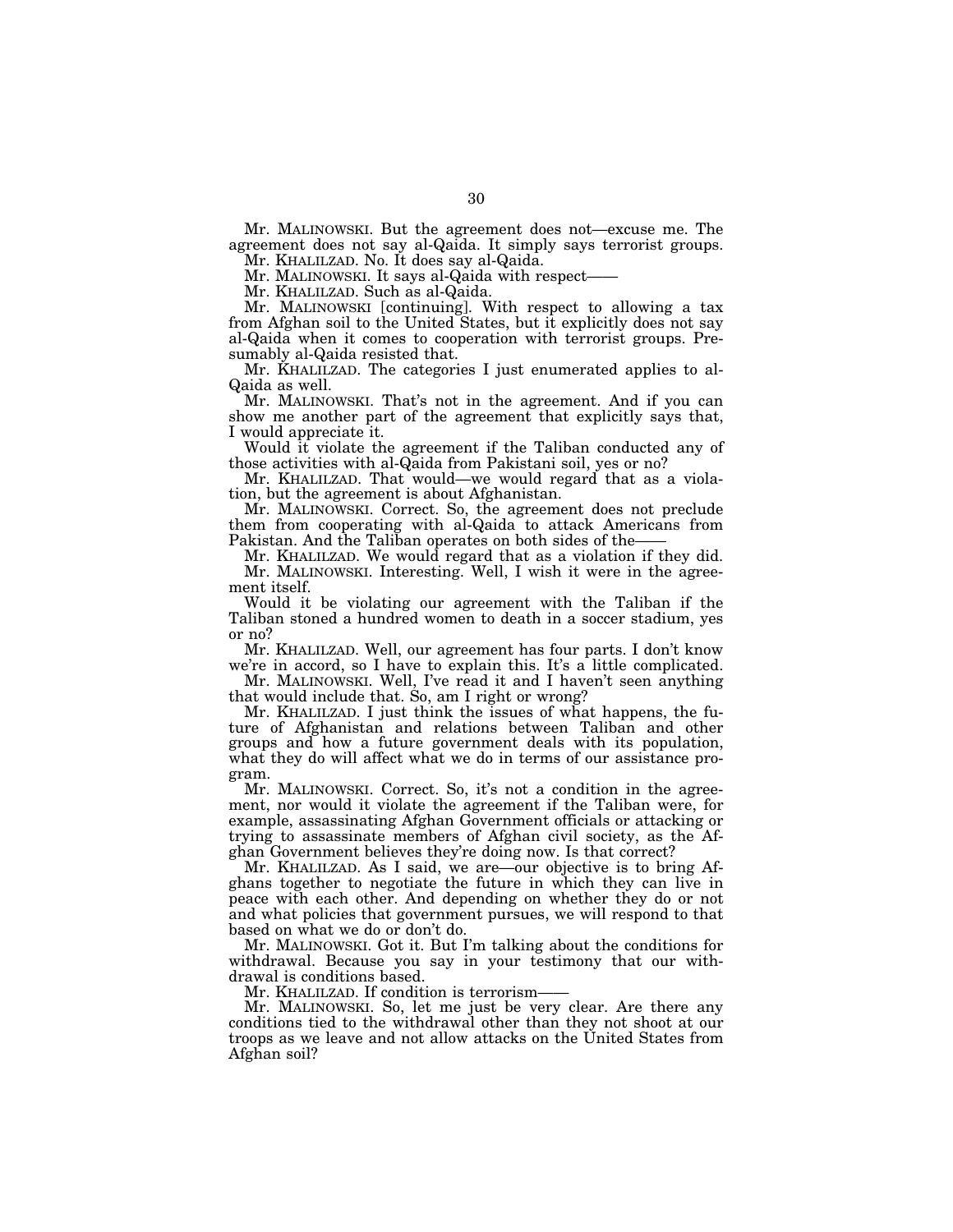Mr. MALINOWSKI. But the agreement does not—excuse me. The agreement does not say al-Qaida. It simply says terrorist groups.

Mr. KHALILZAD. No. It does say al-Qaida.

Mr. MALINOWSKI. It says al-Qaida with respect——

Mr. KHALILZAD. Such as al-Qaida.

Mr. MALINOWSKI [continuing]. With respect to allowing a tax from Afghan soil to the United States, but it explicitly does not say al-Qaida when it comes to cooperation with terrorist groups. Presumably al-Qaida resisted that.

Mr. KHALILZAD. The categories I just enumerated applies to al-Qaida as well.

Mr. MALINOWSKI. That's not in the agreement. And if you can show me another part of the agreement that explicitly says that, I would appreciate it.

Would it violate the agreement if the Taliban conducted any of those activities with al-Qaida from Pakistani soil, yes or no?

Mr. KHALILZAD. That would—we would regard that as a violation, but the agreement is about Afghanistan.

Mr. MALINOWSKI. Correct. So, the agreement does not preclude them from cooperating with al-Qaida to attack Americans from Pakistan. And the Taliban operates on both sides of the——

Mr. KHALILZAD. We would regard that as a violation if they did.

Mr. MALINOWSKI. Interesting. Well, I wish it were in the agreement itself.

Would it be violating our agreement with the Taliban if the Taliban stoned a hundred women to death in a soccer stadium, yes or no?

Mr. KHALILZAD. Well, our agreement has four parts. I don't know we're in accord, so I have to explain this. It's a little complicated.

Mr. MALINOWSKI. Well, I've read it and I haven't seen anything that would include that. So, am I right or wrong?

Mr. KHALILZAD. I just think the issues of what happens, the future of Afghanistan and relations between Taliban and other groups and how a future government deals with its population, what they do will affect what we do in terms of our assistance program.

Mr. MALINOWSKI. Correct. So, it's not a condition in the agreement, nor would it violate the agreement if the Taliban were, for example, assassinating Afghan Government officials or attacking or trying to assassinate members of Afghan civil society, as the Afghan Government believes they're doing now. Is that correct?

Mr. KHALILZAD. As I said, we are—our objective is to bring Afghans together to negotiate the future in which they can live in peace with each other. And depending on whether they do or not and what policies that government pursues, we will respond to that based on what we do or don't do.

Mr. MALINOWSKI. Got it. But I'm talking about the conditions for withdrawal. Because you say in your testimony that our withdrawal is conditions based.

Mr. KHALILZAD. If condition is terrorism——

Mr. MALINOWSKI. So, let me just be very clear. Are there any conditions tied to the withdrawal other than they not shoot at our troops as we leave and not allow attacks on the United States from Afghan soil?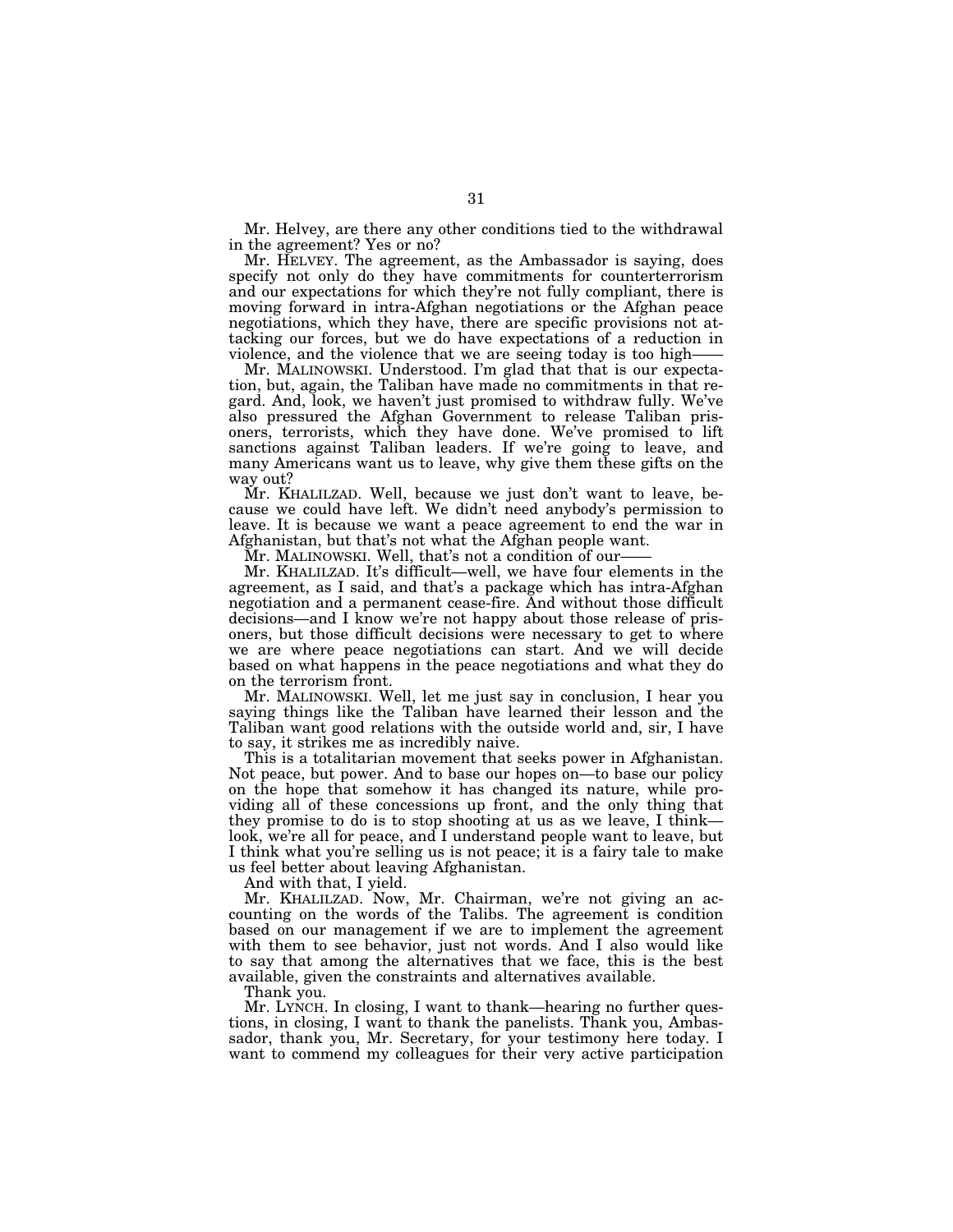Mr. Helvey, are there any other conditions tied to the withdrawal in the agreement? Yes or no?

Mr. HELVEY. The agreement, as the Ambassador is saying, does specify not only do they have commitments for counterterrorism and our expectations for which they're not fully compliant, there is moving forward in intra-Afghan negotiations or the Afghan peace negotiations, which they have, there are specific provisions not attacking our forces, but we do have expectations of a reduction in violence, and the violence that we are seeing today is too high——

Mr. MALINOWSKI. Understood. I'm glad that that is our expectation, but, again, the Taliban have made no commitments in that regard. And, look, we haven't just promised to withdraw fully. We've also pressured the Afghan Government to release Taliban prisoners, terrorists, which they have done. We've promised to lift sanctions against Taliban leaders. If we're going to leave, and many Americans want us to leave, why give them these gifts on the way out?

Mr. KHALILZAD. Well, because we just don't want to leave, because we could have left. We didn't need anybody's permission to leave. It is because we want a peace agreement to end the war in Afghanistan, but that's not what the Afghan people want.

Mr. MALINOWSKI. Well, that's not a condition of our——

Mr. KHALILZAD. It's difficult—well, we have four elements in the agreement, as I said, and that's a package which has intra-Afghan negotiation and a permanent cease-fire. And without those difficult decisions—and I know we're not happy about those release of prisoners, but those difficult decisions were necessary to get to where we are where peace negotiations can start. And we will decide based on what happens in the peace negotiations and what they do on the terrorism front.

Mr. MALINOWSKI. Well, let me just say in conclusion, I hear you saying things like the Taliban have learned their lesson and the Taliban want good relations with the outside world and, sir, I have to say, it strikes me as incredibly naive.

This is a totalitarian movement that seeks power in Afghanistan. Not peace, but power. And to base our hopes on—to base our policy on the hope that somehow it has changed its nature, while providing all of these concessions up front, and the only thing that they promise to do is to stop shooting at us as we leave, I think—look, we're all for peace, and I understand people want to leave, but I think what you're selling us is not peace; it is a fairy tale to make us feel better about leaving Afghanistan.

And with that, I yield.

Mr. KHALILZAD. Now, Mr. Chairman, we're not giving an accounting on the words of the Talibs. The agreement is condition based on our management if we are to implement the agreement with them to see behavior, just not words. And I also would like to say that among the alternatives that we face, this is the best available, given the constraints and alternatives available.

Thank you.

Mr. LYNCH. In closing, I want to thank—hearing no further questions, in closing, I want to thank the panelists. Thank you, Ambassador, thank you, Mr. Secretary, for your testimony here today. I want to commend my colleagues for their very active participation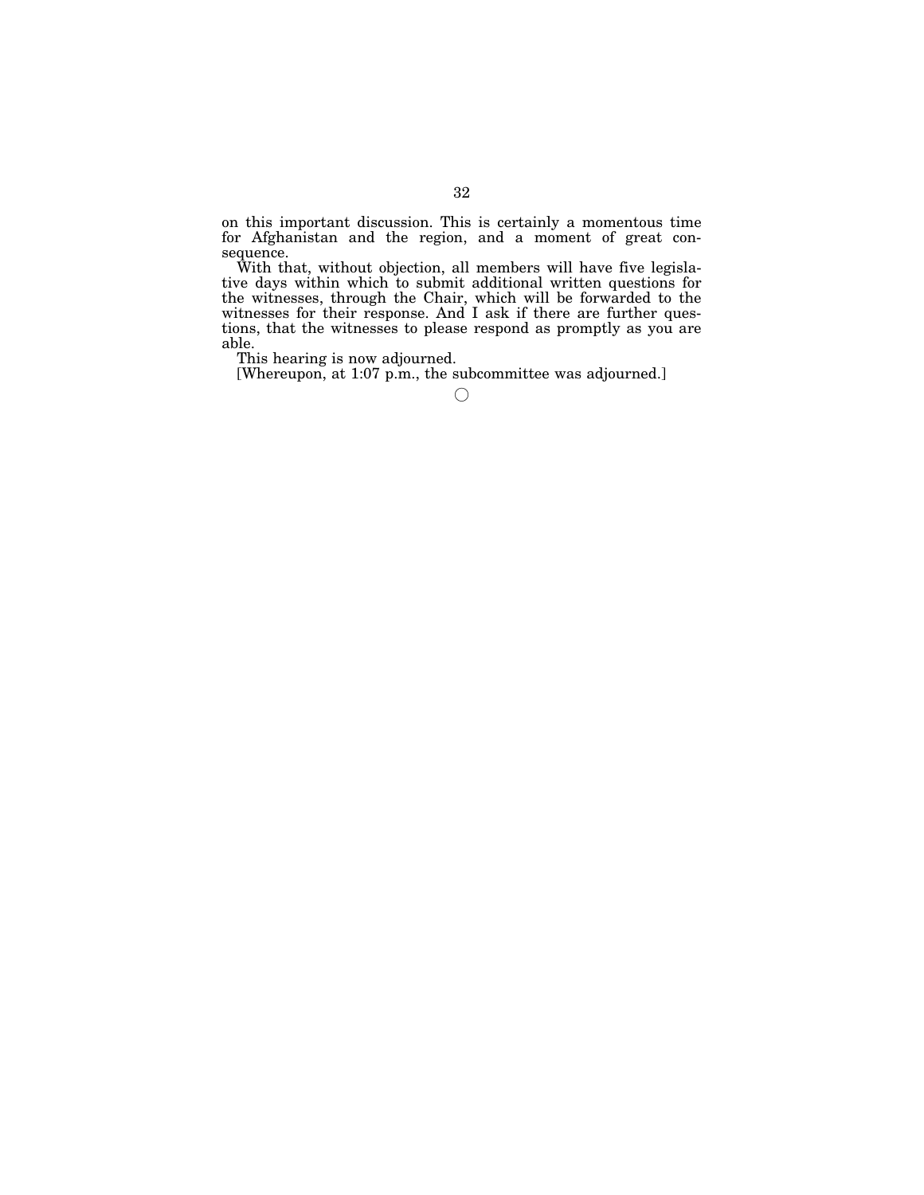on this important discussion. This is certainly a momentous time for Afghanistan and the region, and a moment of great consequence.

With that, without objection, all members will have five legislative days within which to submit additional written questions for the witnesses, through the Chair, which will be forwarded to the witnesses for their response. And I ask if there are further questions, that the witnesses to please respond as promptly as you are able.

This hearing is now adjourned.

[Whereupon, at 1:07 p.m., the subcommittee was adjourned.]

○